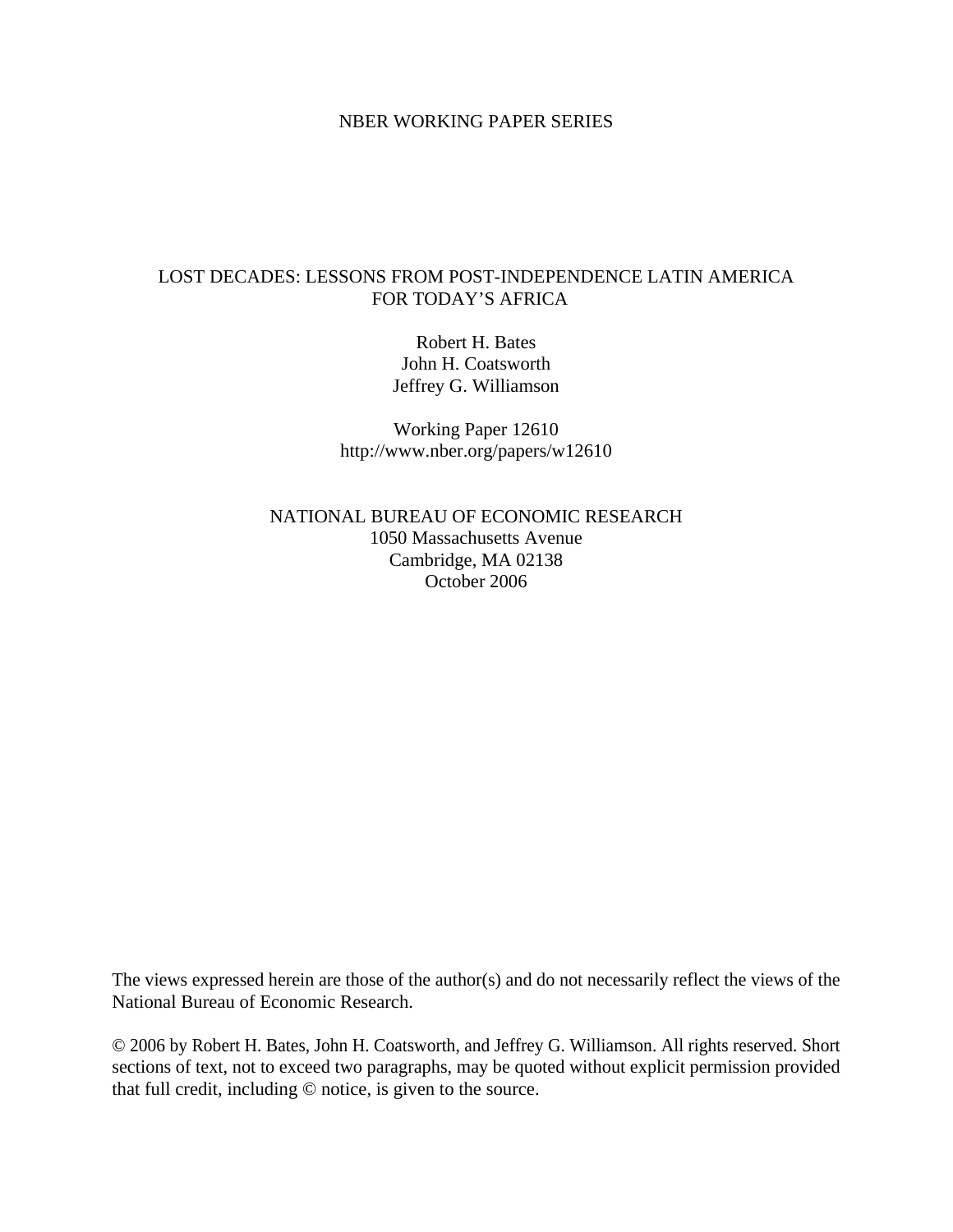NBER WORKING PAPER SERIES

# LOST DECADES: LESSONS FROM POST-INDEPENDENCE LATIN AMERICA FOR TODAY'S AFRICA

Robert H. Bates
John H. Coatsworth
Jeffrey G. Williamson

Working Paper 12610
http://www.nber.org/papers/w12610

NATIONAL BUREAU OF ECONOMIC RESEARCH
1050 Massachusetts Avenue
Cambridge, MA 02138
October 2006

The views expressed herein are those of the author(s) and do not necessarily reflect the views of the National Bureau of Economic Research.

© 2006 by Robert H. Bates, John H. Coatsworth, and Jeffrey G. Williamson. All rights reserved. Short sections of text, not to exceed two paragraphs, may be quoted without explicit permission provided that full credit, including © notice, is given to the source.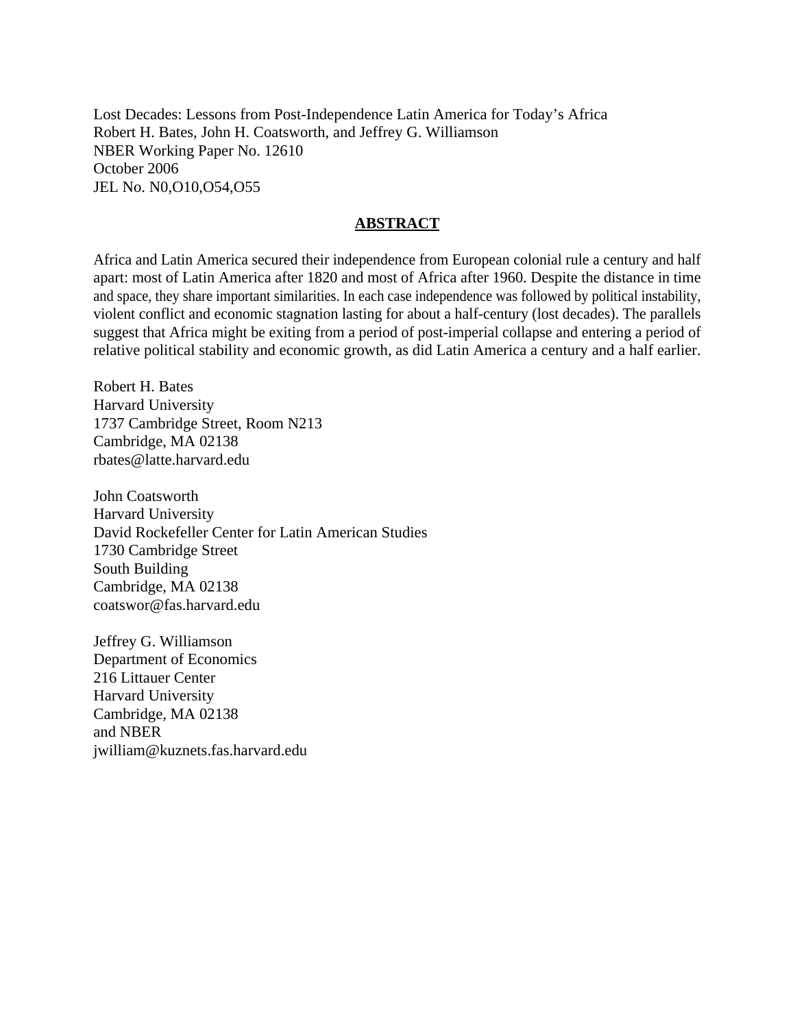Lost Decades: Lessons from Post-Independence Latin America for Today's Africa
Robert H. Bates, John H. Coatsworth, and Jeffrey G. Williamson
NBER Working Paper No. 12610
October 2006
JEL No. N0,O10,O54,O55

## ABSTRACT

Africa and Latin America secured their independence from European colonial rule a century and half apart: most of Latin America after 1820 and most of Africa after 1960. Despite the distance in time and space, they share important similarities. In each case independence was followed by political instability, violent conflict and economic stagnation lasting for about a half-century (lost decades). The parallels suggest that Africa might be exiting from a period of post-imperial collapse and entering a period of relative political stability and economic growth, as did Latin America a century and a half earlier.

Robert H. Bates
Harvard University
1737 Cambridge Street, Room N213
Cambridge, MA 02138
rbates@latte.harvard.edu

John Coatsworth
Harvard University
David Rockefeller Center for Latin American Studies
1730 Cambridge Street
South Building
Cambridge, MA 02138
coatswor@fas.harvard.edu

Jeffrey G. Williamson
Department of Economics
216 Littauer Center
Harvard University
Cambridge, MA 02138
and NBER
jwilliam@kuznets.fas.harvard.edu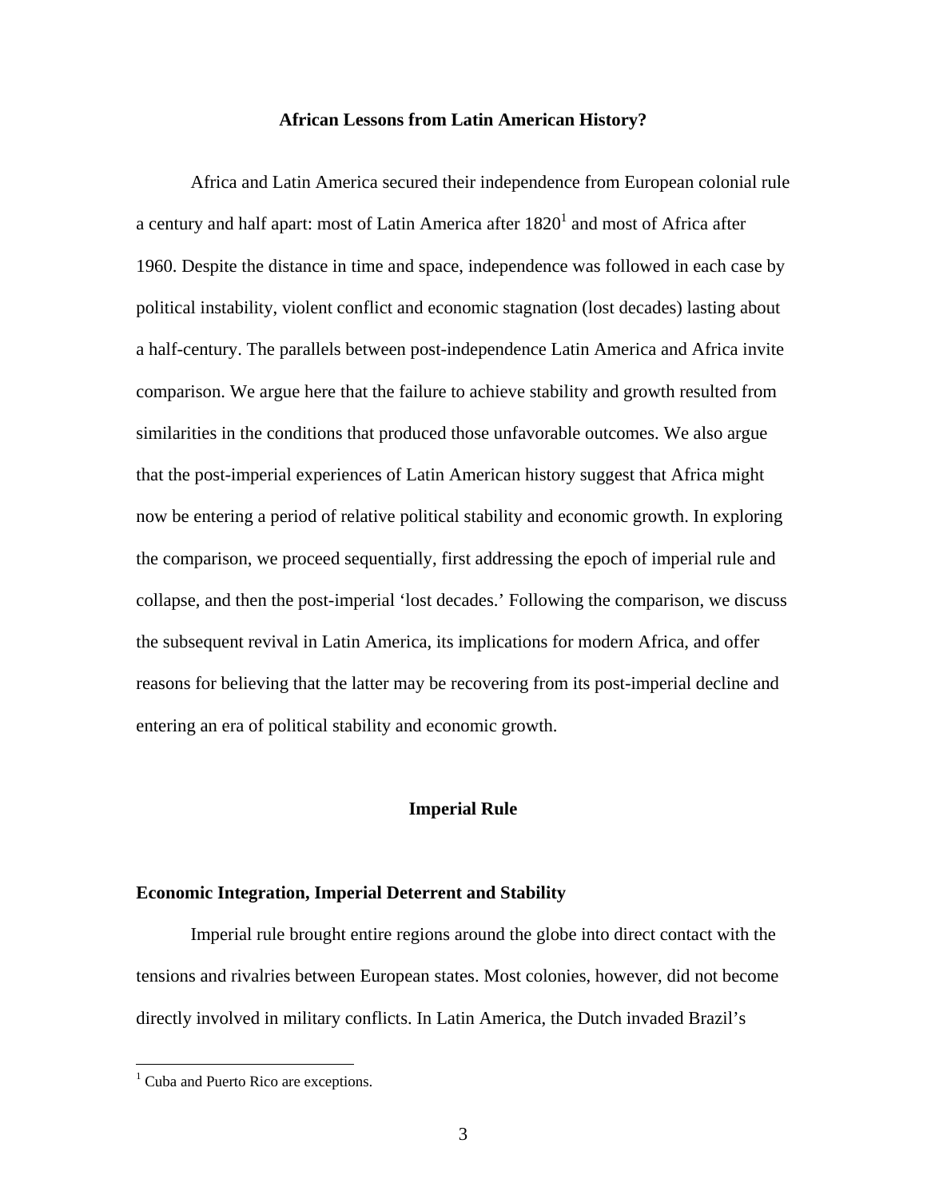# African Lessons from Latin American History?

Africa and Latin America secured their independence from European colonial rule a century and half apart: most of Latin America after 1820[1] and most of Africa after 1960. Despite the distance in time and space, independence was followed in each case by political instability, violent conflict and economic stagnation (lost decades) lasting about a half-century. The parallels between post-independence Latin America and Africa invite comparison. We argue here that the failure to achieve stability and growth resulted from similarities in the conditions that produced those unfavorable outcomes. We also argue that the post-imperial experiences of Latin American history suggest that Africa might now be entering a period of relative political stability and economic growth. In exploring the comparison, we proceed sequentially, first addressing the epoch of imperial rule and collapse, and then the post-imperial 'lost decades.' Following the comparison, we discuss the subsequent revival in Latin America, its implications for modern Africa, and offer reasons for believing that the latter may be recovering from its post-imperial decline and entering an era of political stability and economic growth.

## Imperial Rule

### Economic Integration, Imperial Deterrent and Stability

Imperial rule brought entire regions around the globe into direct contact with the tensions and rivalries between European states. Most colonies, however, did not become directly involved in military conflicts. In Latin America, the Dutch invaded Brazil's

[1] Cuba and Puerto Rico are exceptions.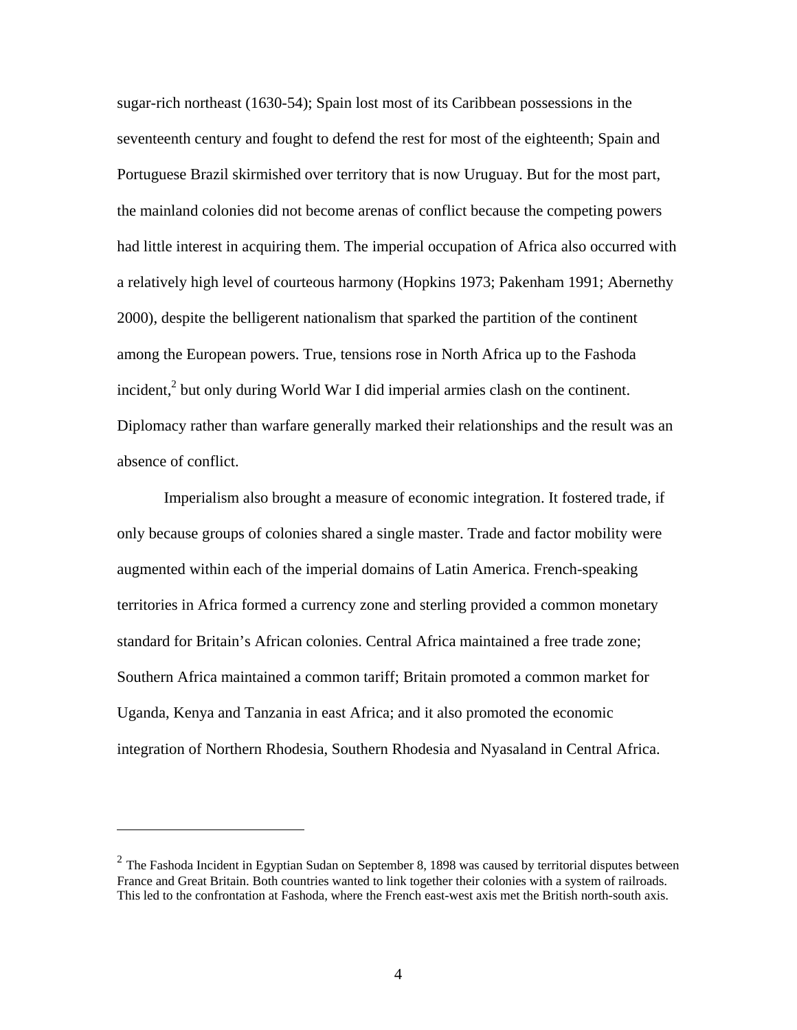sugar-rich northeast (1630-54); Spain lost most of its Caribbean possessions in the seventeenth century and fought to defend the rest for most of the eighteenth; Spain and Portuguese Brazil skirmished over territory that is now Uruguay. But for the most part, the mainland colonies did not become arenas of conflict because the competing powers had little interest in acquiring them. The imperial occupation of Africa also occurred with a relatively high level of courteous harmony (Hopkins 1973; Pakenham 1991; Abernethy 2000), despite the belligerent nationalism that sparked the partition of the continent among the European powers. True, tensions rose in North Africa up to the Fashoda incident,[2] but only during World War I did imperial armies clash on the continent. Diplomacy rather than warfare generally marked their relationships and the result was an absence of conflict.

Imperialism also brought a measure of economic integration. It fostered trade, if only because groups of colonies shared a single master. Trade and factor mobility were augmented within each of the imperial domains of Latin America. French-speaking territories in Africa formed a currency zone and sterling provided a common monetary standard for Britain's African colonies. Central Africa maintained a free trade zone; Southern Africa maintained a common tariff; Britain promoted a common market for Uganda, Kenya and Tanzania in east Africa; and it also promoted the economic integration of Northern Rhodesia, Southern Rhodesia and Nyasaland in Central Africa.

---

[2] The Fashoda Incident in Egyptian Sudan on September 8, 1898 was caused by territorial disputes between France and Great Britain. Both countries wanted to link together their colonies with a system of railroads. This led to the confrontation at Fashoda, where the French east-west axis met the British north-south axis.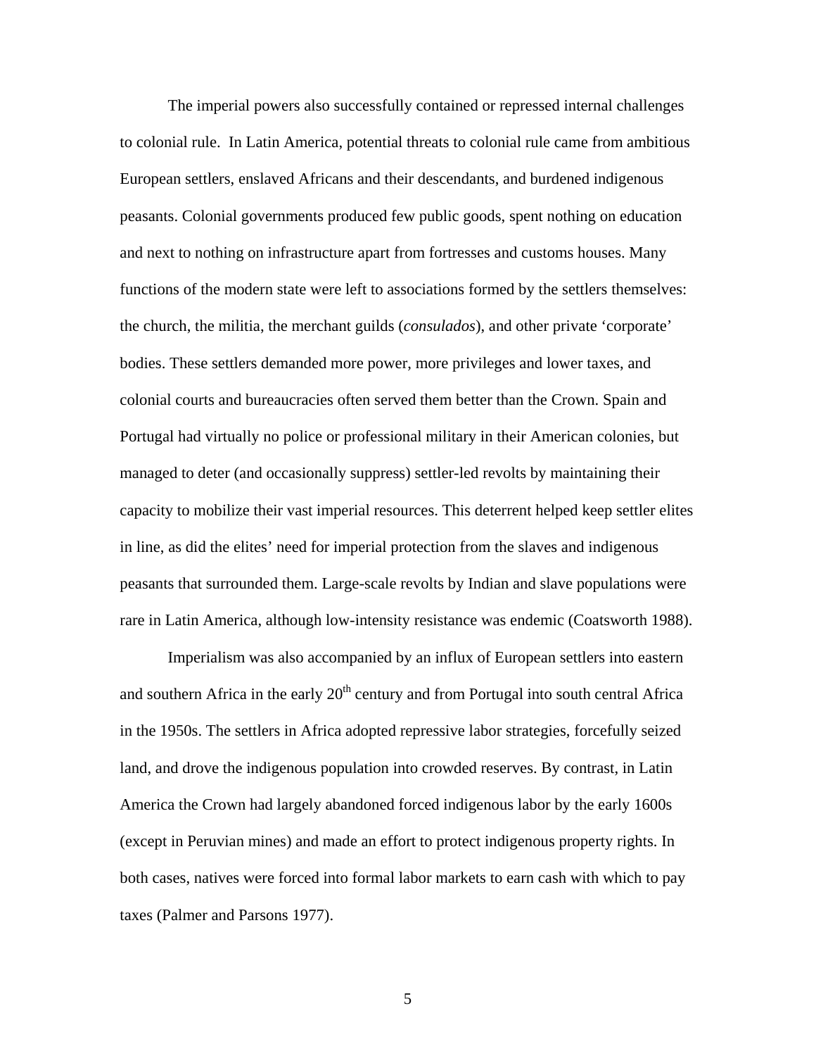The imperial powers also successfully contained or repressed internal challenges to colonial rule. In Latin America, potential threats to colonial rule came from ambitious European settlers, enslaved Africans and their descendants, and burdened indigenous peasants. Colonial governments produced few public goods, spent nothing on education and next to nothing on infrastructure apart from fortresses and customs houses. Many functions of the modern state were left to associations formed by the settlers themselves: the church, the militia, the merchant guilds (*consulados*), and other private 'corporate' bodies. These settlers demanded more power, more privileges and lower taxes, and colonial courts and bureaucracies often served them better than the Crown. Spain and Portugal had virtually no police or professional military in their American colonies, but managed to deter (and occasionally suppress) settler-led revolts by maintaining their capacity to mobilize their vast imperial resources. This deterrent helped keep settler elites in line, as did the elites' need for imperial protection from the slaves and indigenous peasants that surrounded them. Large-scale revolts by Indian and slave populations were rare in Latin America, although low-intensity resistance was endemic (Coatsworth 1988).

Imperialism was also accompanied by an influx of European settlers into eastern and southern Africa in the early 20th century and from Portugal into south central Africa in the 1950s. The settlers in Africa adopted repressive labor strategies, forcefully seized land, and drove the indigenous population into crowded reserves. By contrast, in Latin America the Crown had largely abandoned forced indigenous labor by the early 1600s (except in Peruvian mines) and made an effort to protect indigenous property rights. In both cases, natives were forced into formal labor markets to earn cash with which to pay taxes (Palmer and Parsons 1977).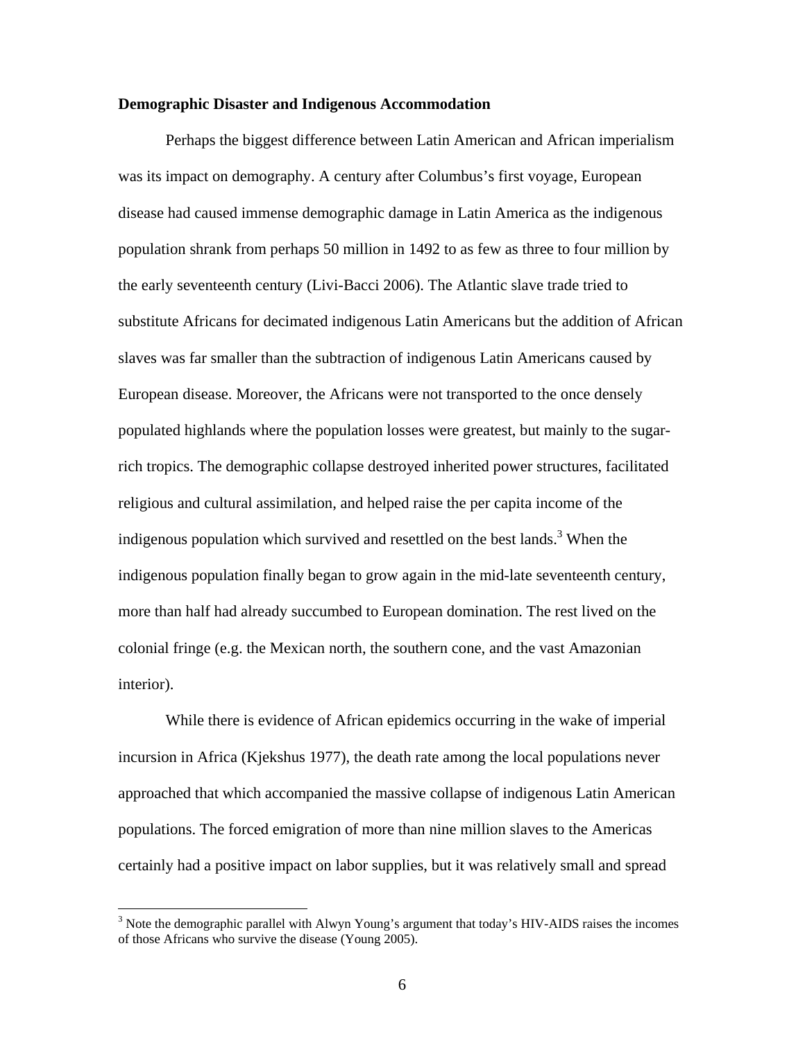**Demographic Disaster and Indigenous Accommodation**

Perhaps the biggest difference between Latin American and African imperialism was its impact on demography. A century after Columbus's first voyage, European disease had caused immense demographic damage in Latin America as the indigenous population shrank from perhaps 50 million in 1492 to as few as three to four million by the early seventeenth century (Livi-Bacci 2006). The Atlantic slave trade tried to substitute Africans for decimated indigenous Latin Americans but the addition of African slaves was far smaller than the subtraction of indigenous Latin Americans caused by European disease. Moreover, the Africans were not transported to the once densely populated highlands where the population losses were greatest, but mainly to the sugar-rich tropics. The demographic collapse destroyed inherited power structures, facilitated religious and cultural assimilation, and helped raise the per capita income of the indigenous population which survived and resettled on the best lands.[3] When the indigenous population finally began to grow again in the mid-late seventeenth century, more than half had already succumbed to European domination. The rest lived on the colonial fringe (e.g. the Mexican north, the southern cone, and the vast Amazonian interior).

While there is evidence of African epidemics occurring in the wake of imperial incursion in Africa (Kjekshus 1977), the death rate among the local populations never approached that which accompanied the massive collapse of indigenous Latin American populations. The forced emigration of more than nine million slaves to the Americas certainly had a positive impact on labor supplies, but it was relatively small and spread

[3] Note the demographic parallel with Alwyn Young's argument that today's HIV-AIDS raises the incomes of those Africans who survive the disease (Young 2005).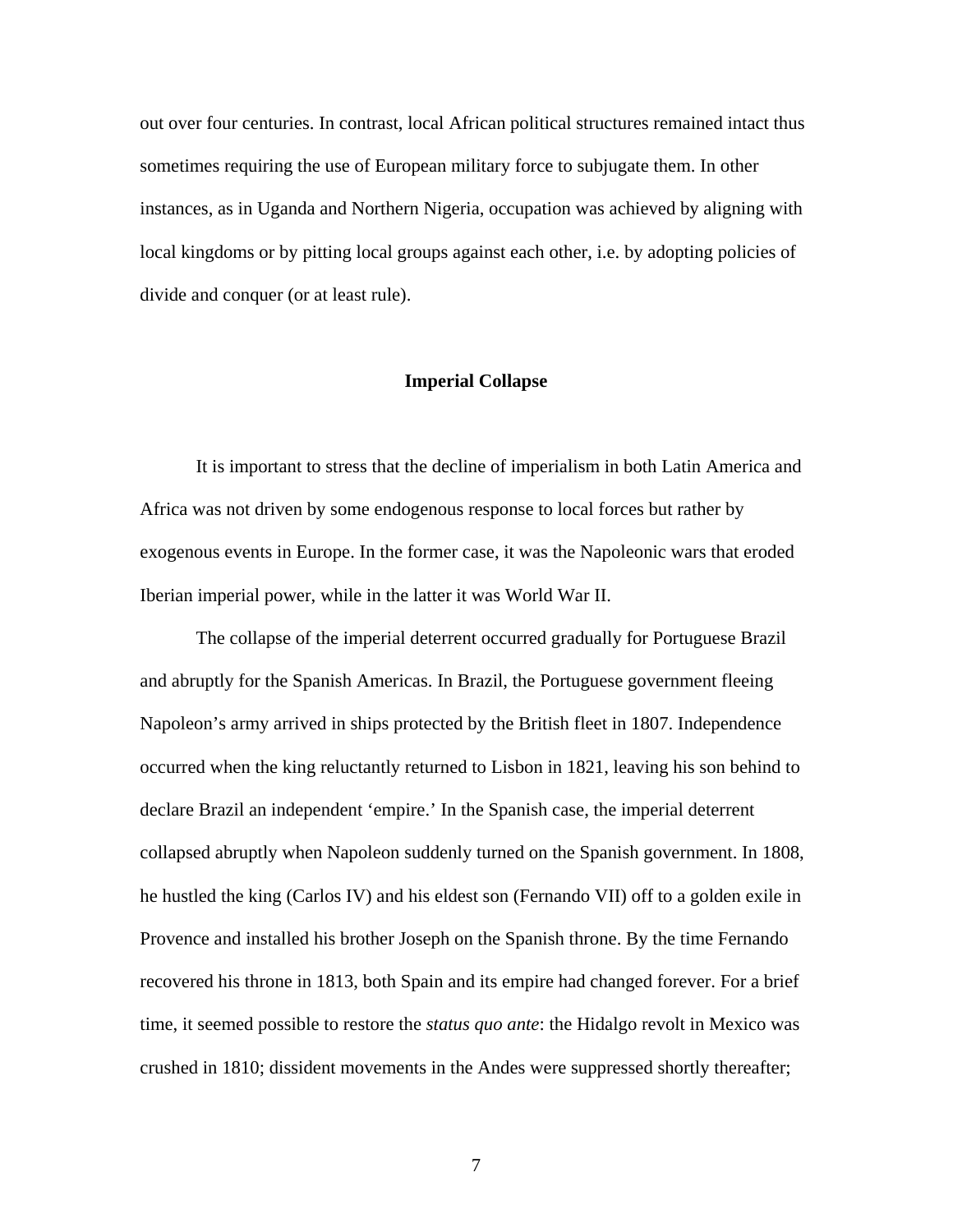out over four centuries. In contrast, local African political structures remained intact thus sometimes requiring the use of European military force to subjugate them. In other instances, as in Uganda and Northern Nigeria, occupation was achieved by aligning with local kingdoms or by pitting local groups against each other, i.e. by adopting policies of divide and conquer (or at least rule).

## Imperial Collapse

It is important to stress that the decline of imperialism in both Latin America and Africa was not driven by some endogenous response to local forces but rather by exogenous events in Europe. In the former case, it was the Napoleonic wars that eroded Iberian imperial power, while in the latter it was World War II.

The collapse of the imperial deterrent occurred gradually for Portuguese Brazil and abruptly for the Spanish Americas. In Brazil, the Portuguese government fleeing Napoleon's army arrived in ships protected by the British fleet in 1807. Independence occurred when the king reluctantly returned to Lisbon in 1821, leaving his son behind to declare Brazil an independent 'empire.' In the Spanish case, the imperial deterrent collapsed abruptly when Napoleon suddenly turned on the Spanish government. In 1808, he hustled the king (Carlos IV) and his eldest son (Fernando VII) off to a golden exile in Provence and installed his brother Joseph on the Spanish throne. By the time Fernando recovered his throne in 1813, both Spain and its empire had changed forever. For a brief time, it seemed possible to restore the *status quo ante*: the Hidalgo revolt in Mexico was crushed in 1810; dissident movements in the Andes were suppressed shortly thereafter;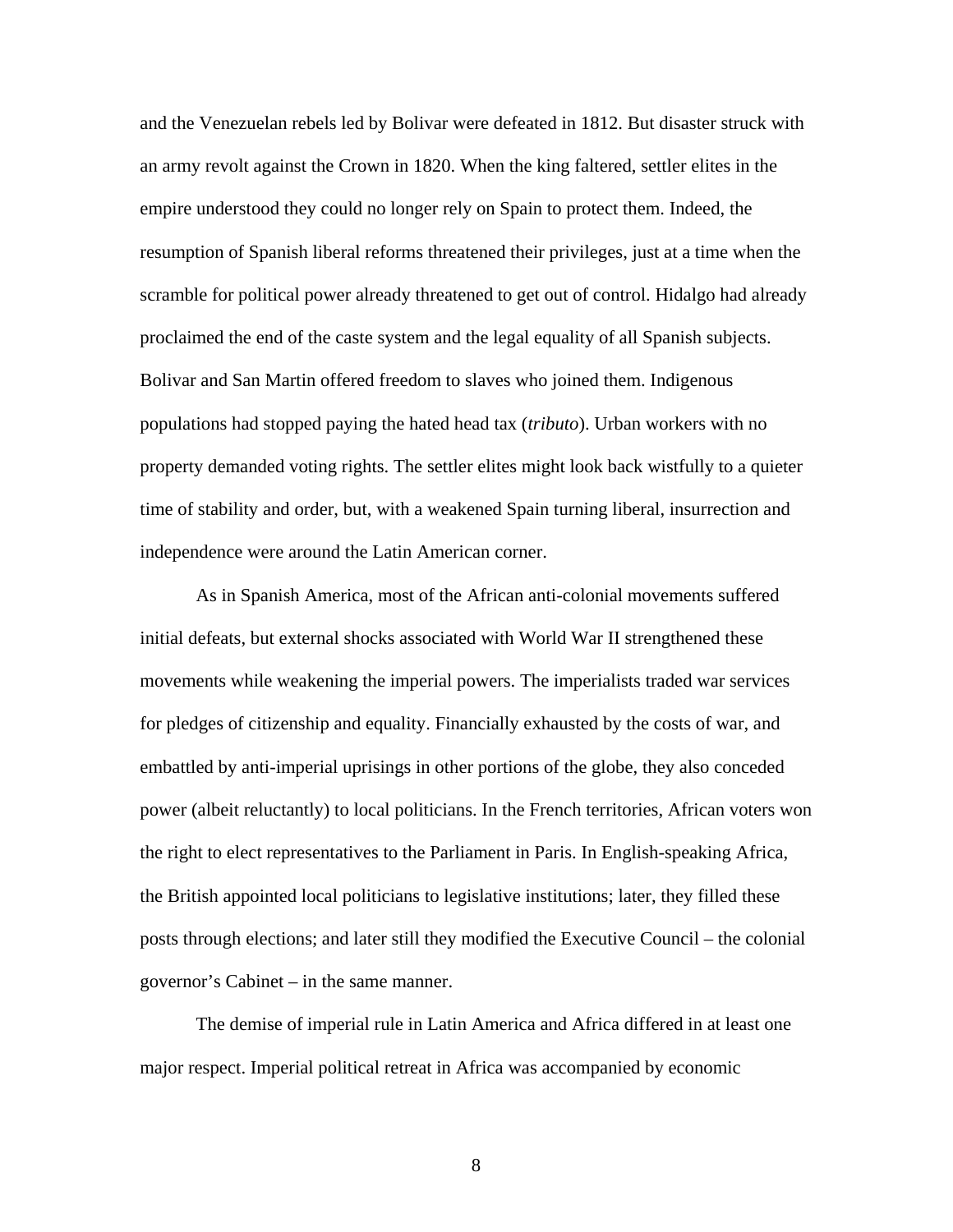and the Venezuelan rebels led by Bolivar were defeated in 1812. But disaster struck with an army revolt against the Crown in 1820. When the king faltered, settler elites in the empire understood they could no longer rely on Spain to protect them. Indeed, the resumption of Spanish liberal reforms threatened their privileges, just at a time when the scramble for political power already threatened to get out of control. Hidalgo had already proclaimed the end of the caste system and the legal equality of all Spanish subjects. Bolivar and San Martin offered freedom to slaves who joined them. Indigenous populations had stopped paying the hated head tax (*tributo*). Urban workers with no property demanded voting rights. The settler elites might look back wistfully to a quieter time of stability and order, but, with a weakened Spain turning liberal, insurrection and independence were around the Latin American corner.

As in Spanish America, most of the African anti-colonial movements suffered initial defeats, but external shocks associated with World War II strengthened these movements while weakening the imperial powers. The imperialists traded war services for pledges of citizenship and equality. Financially exhausted by the costs of war, and embattled by anti-imperial uprisings in other portions of the globe, they also conceded power (albeit reluctantly) to local politicians. In the French territories, African voters won the right to elect representatives to the Parliament in Paris. In English-speaking Africa, the British appointed local politicians to legislative institutions; later, they filled these posts through elections; and later still they modified the Executive Council – the colonial governor's Cabinet – in the same manner.

The demise of imperial rule in Latin America and Africa differed in at least one major respect. Imperial political retreat in Africa was accompanied by economic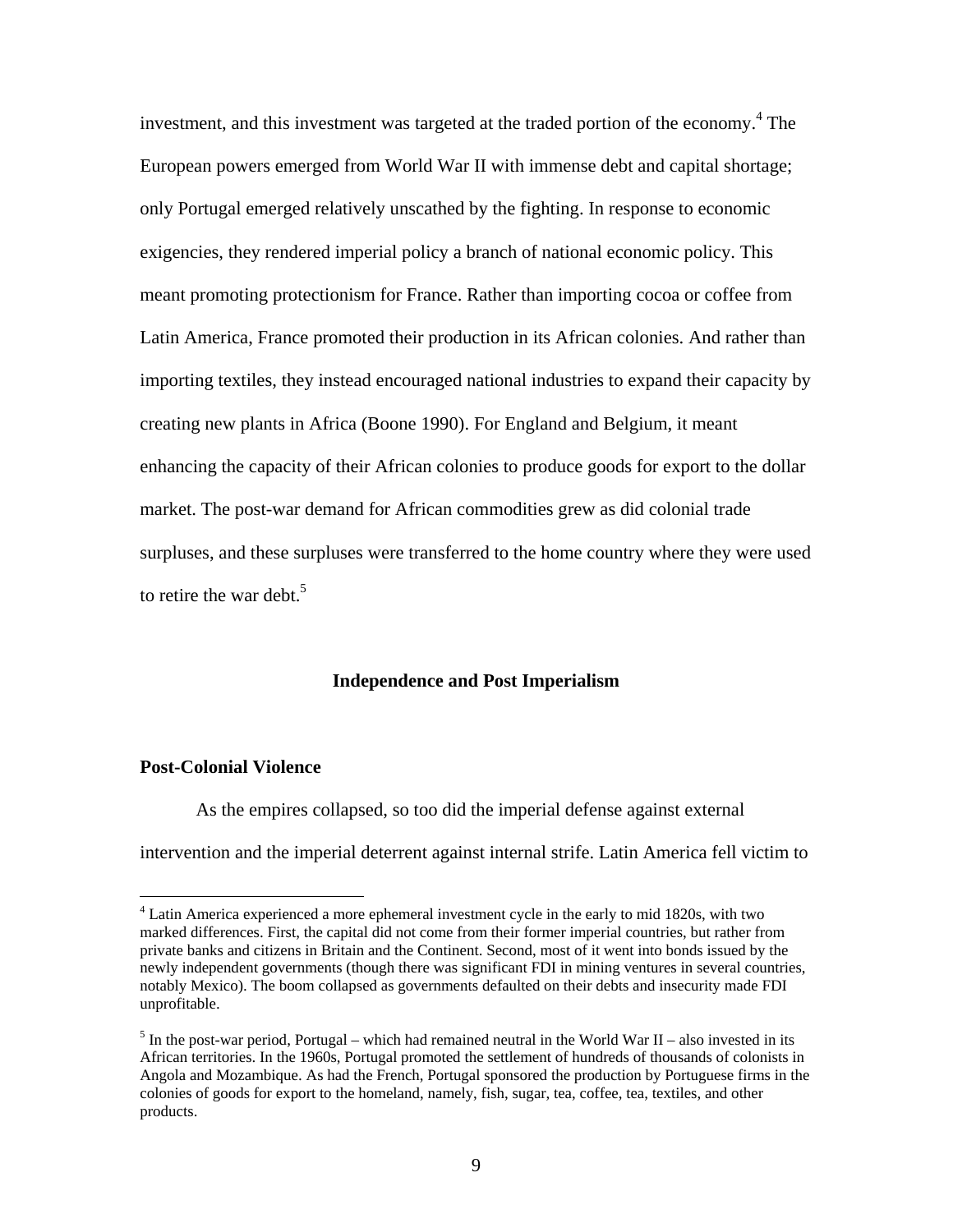investment, and this investment was targeted at the traded portion of the economy.[4] The European powers emerged from World War II with immense debt and capital shortage; only Portugal emerged relatively unscathed by the fighting. In response to economic exigencies, they rendered imperial policy a branch of national economic policy. This meant promoting protectionism for France. Rather than importing cocoa or coffee from Latin America, France promoted their production in its African colonies. And rather than importing textiles, they instead encouraged national industries to expand their capacity by creating new plants in Africa (Boone 1990). For England and Belgium, it meant enhancing the capacity of their African colonies to produce goods for export to the dollar market. The post-war demand for African commodities grew as did colonial trade surpluses, and these surpluses were transferred to the home country where they were used to retire the war debt.[5]

## Independence and Post Imperialism

### Post-Colonial Violence

As the empires collapsed, so too did the imperial defense against external intervention and the imperial deterrent against internal strife. Latin America fell victim to

---

[4] Latin America experienced a more ephemeral investment cycle in the early to mid 1820s, with two marked differences. First, the capital did not come from their former imperial countries, but rather from private banks and citizens in Britain and the Continent. Second, most of it went into bonds issued by the newly independent governments (though there was significant FDI in mining ventures in several countries, notably Mexico). The boom collapsed as governments defaulted on their debts and insecurity made FDI unprofitable.

[5] In the post-war period, Portugal – which had remained neutral in the World War II – also invested in its African territories. In the 1960s, Portugal promoted the settlement of hundreds of thousands of colonists in Angola and Mozambique. As had the French, Portugal sponsored the production by Portuguese firms in the colonies of goods for export to the homeland, namely, fish, sugar, tea, coffee, tea, textiles, and other products.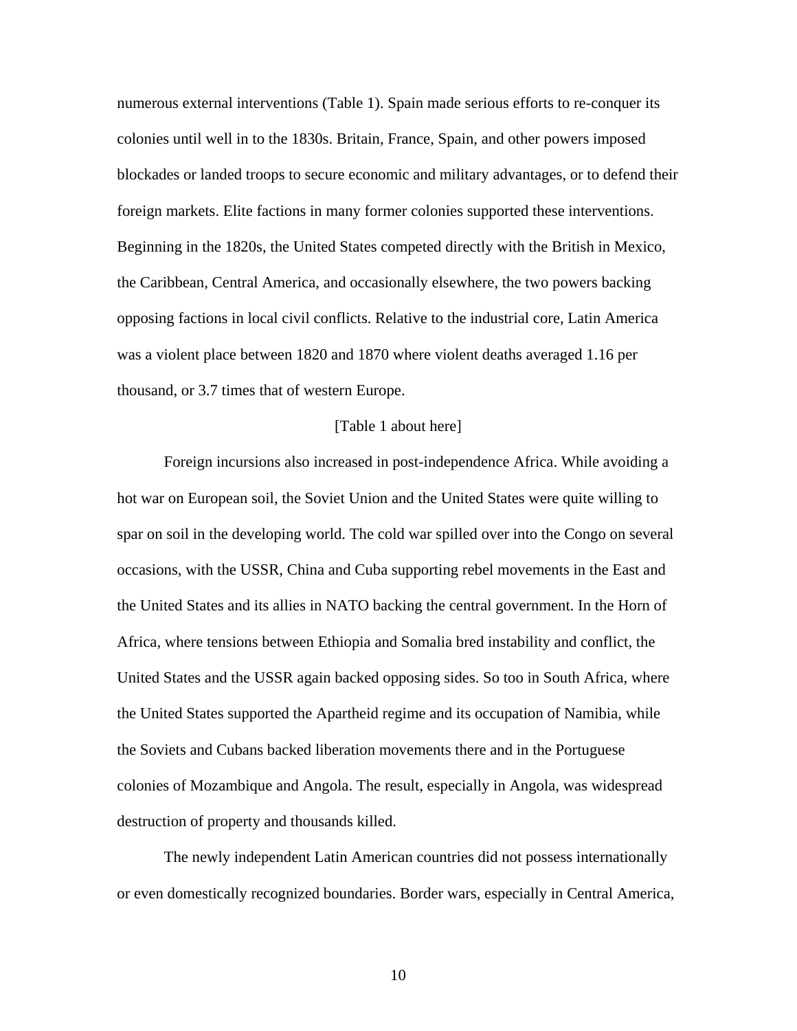numerous external interventions (Table 1). Spain made serious efforts to re-conquer its colonies until well in to the 1830s. Britain, France, Spain, and other powers imposed blockades or landed troops to secure economic and military advantages, or to defend their foreign markets. Elite factions in many former colonies supported these interventions. Beginning in the 1820s, the United States competed directly with the British in Mexico, the Caribbean, Central America, and occasionally elsewhere, the two powers backing opposing factions in local civil conflicts. Relative to the industrial core, Latin America was a violent place between 1820 and 1870 where violent deaths averaged 1.16 per thousand, or 3.7 times that of western Europe.

[Table 1 about here]

Foreign incursions also increased in post-independence Africa. While avoiding a hot war on European soil, the Soviet Union and the United States were quite willing to spar on soil in the developing world. The cold war spilled over into the Congo on several occasions, with the USSR, China and Cuba supporting rebel movements in the East and the United States and its allies in NATO backing the central government. In the Horn of Africa, where tensions between Ethiopia and Somalia bred instability and conflict, the United States and the USSR again backed opposing sides. So too in South Africa, where the United States supported the Apartheid regime and its occupation of Namibia, while the Soviets and Cubans backed liberation movements there and in the Portuguese colonies of Mozambique and Angola. The result, especially in Angola, was widespread destruction of property and thousands killed.

The newly independent Latin American countries did not possess internationally or even domestically recognized boundaries. Border wars, especially in Central America,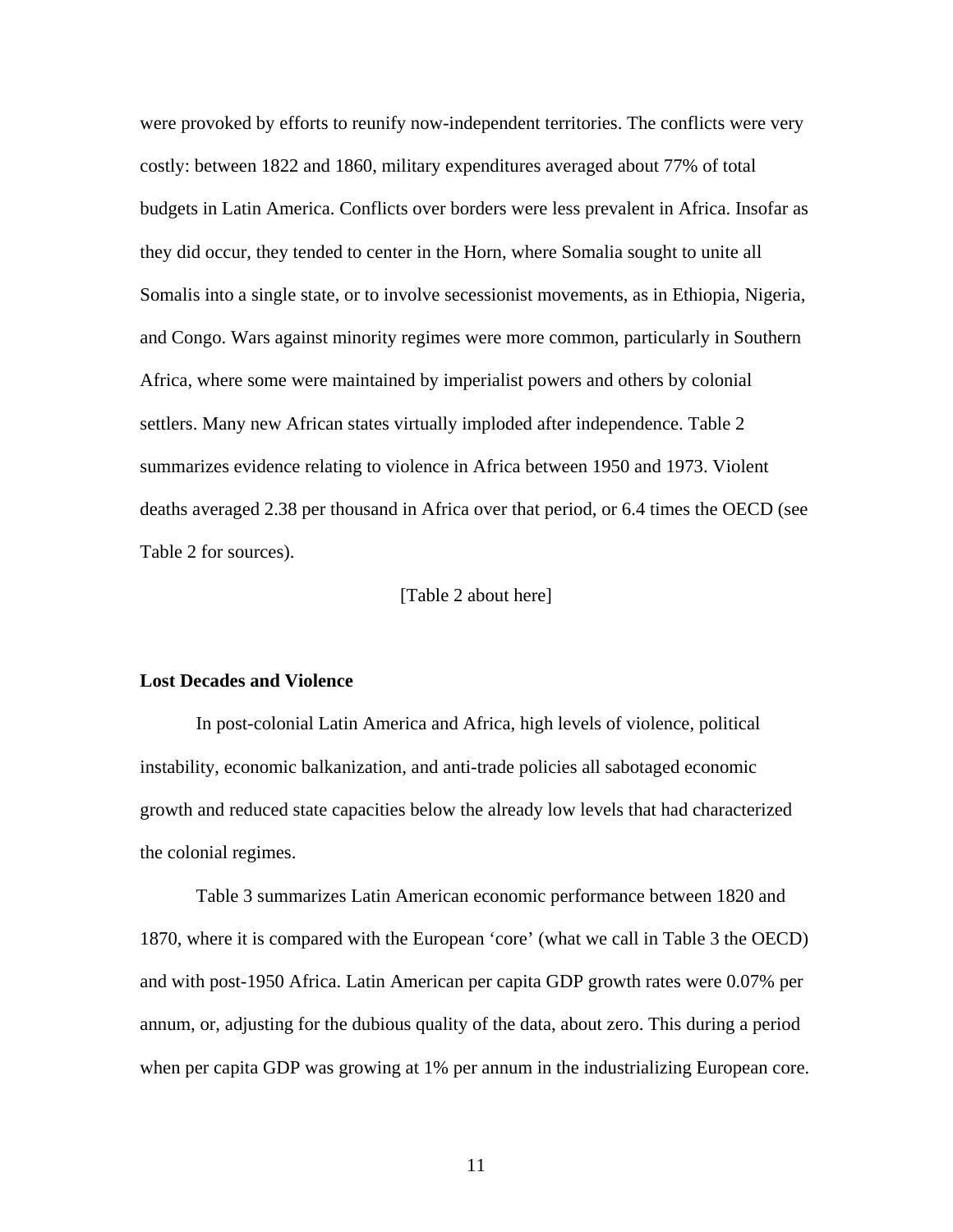were provoked by efforts to reunify now-independent territories. The conflicts were very costly: between 1822 and 1860, military expenditures averaged about 77% of total budgets in Latin America. Conflicts over borders were less prevalent in Africa. Insofar as they did occur, they tended to center in the Horn, where Somalia sought to unite all Somalis into a single state, or to involve secessionist movements, as in Ethiopia, Nigeria, and Congo. Wars against minority regimes were more common, particularly in Southern Africa, where some were maintained by imperialist powers and others by colonial settlers. Many new African states virtually imploded after independence. Table 2 summarizes evidence relating to violence in Africa between 1950 and 1973. Violent deaths averaged 2.38 per thousand in Africa over that period, or 6.4 times the OECD (see Table 2 for sources).

[Table 2 about here]

### Lost Decades and Violence

In post-colonial Latin America and Africa, high levels of violence, political instability, economic balkanization, and anti-trade policies all sabotaged economic growth and reduced state capacities below the already low levels that had characterized the colonial regimes.

Table 3 summarizes Latin American economic performance between 1820 and 1870, where it is compared with the European 'core' (what we call in Table 3 the OECD) and with post-1950 Africa. Latin American per capita GDP growth rates were 0.07% per annum, or, adjusting for the dubious quality of the data, about zero. This during a period when per capita GDP was growing at 1% per annum in the industrializing European core.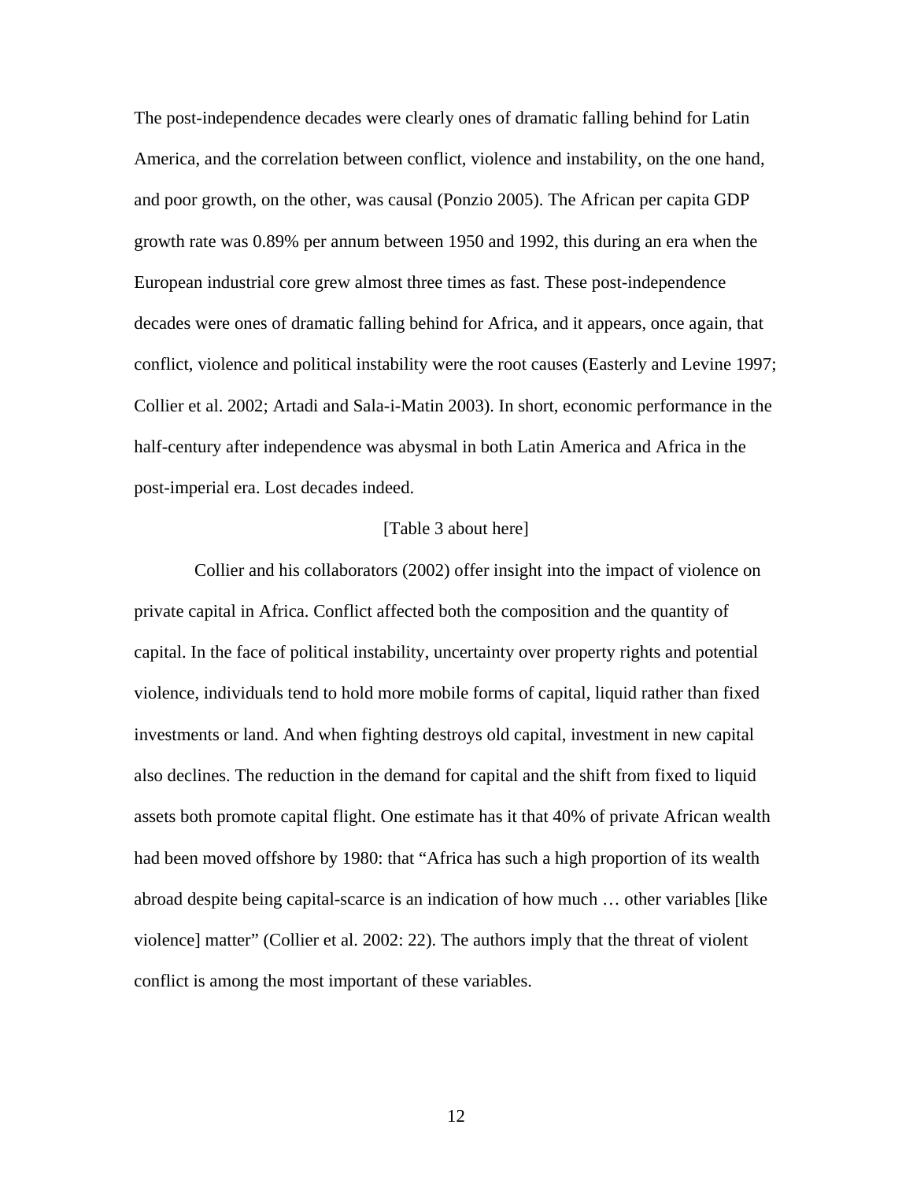The post-independence decades were clearly ones of dramatic falling behind for Latin America, and the correlation between conflict, violence and instability, on the one hand, and poor growth, on the other, was causal (Ponzio 2005). The African per capita GDP growth rate was 0.89% per annum between 1950 and 1992, this during an era when the European industrial core grew almost three times as fast. These post-independence decades were ones of dramatic falling behind for Africa, and it appears, once again, that conflict, violence and political instability were the root causes (Easterly and Levine 1997; Collier et al. 2002; Artadi and Sala-i-Matin 2003). In short, economic performance in the half-century after independence was abysmal in both Latin America and Africa in the post-imperial era. Lost decades indeed.

[Table 3 about here]

Collier and his collaborators (2002) offer insight into the impact of violence on private capital in Africa. Conflict affected both the composition and the quantity of capital. In the face of political instability, uncertainty over property rights and potential violence, individuals tend to hold more mobile forms of capital, liquid rather than fixed investments or land. And when fighting destroys old capital, investment in new capital also declines. The reduction in the demand for capital and the shift from fixed to liquid assets both promote capital flight. One estimate has it that 40% of private African wealth had been moved offshore by 1980: that "Africa has such a high proportion of its wealth abroad despite being capital-scarce is an indication of how much … other variables [like violence] matter" (Collier et al. 2002: 22). The authors imply that the threat of violent conflict is among the most important of these variables.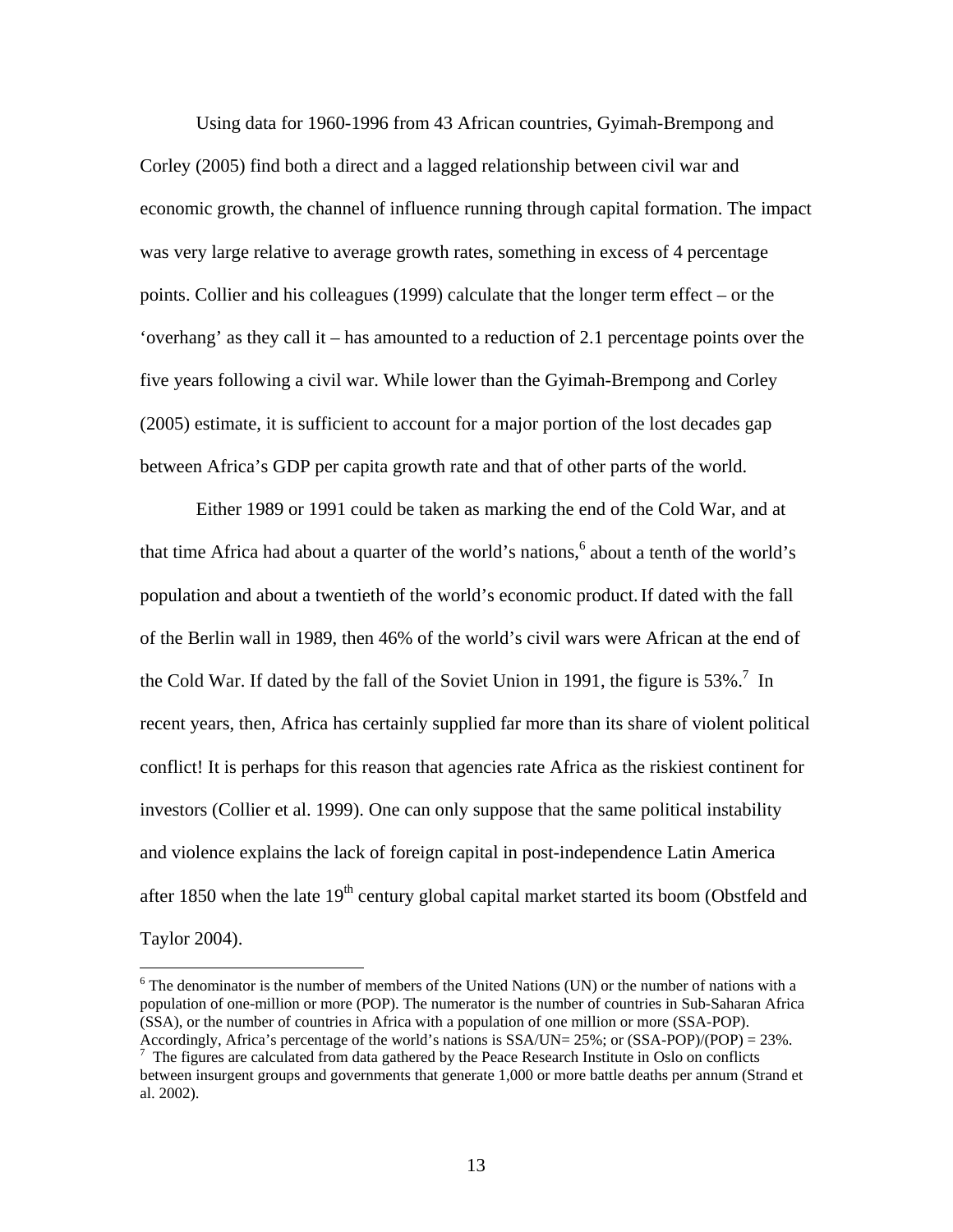Using data for 1960-1996 from 43 African countries, Gyimah-Brempong and Corley (2005) find both a direct and a lagged relationship between civil war and economic growth, the channel of influence running through capital formation. The impact was very large relative to average growth rates, something in excess of 4 percentage points. Collier and his colleagues (1999) calculate that the longer term effect – or the 'overhang' as they call it – has amounted to a reduction of 2.1 percentage points over the five years following a civil war. While lower than the Gyimah-Brempong and Corley (2005) estimate, it is sufficient to account for a major portion of the lost decades gap between Africa's GDP per capita growth rate and that of other parts of the world.

Either 1989 or 1991 could be taken as marking the end of the Cold War, and at that time Africa had about a quarter of the world's nations,[6] about a tenth of the world's population and about a twentieth of the world's economic product. If dated with the fall of the Berlin wall in 1989, then 46% of the world's civil wars were African at the end of the Cold War. If dated by the fall of the Soviet Union in 1991, the figure is 53%.[7] In recent years, then, Africa has certainly supplied far more than its share of violent political conflict! It is perhaps for this reason that agencies rate Africa as the riskiest continent for investors (Collier et al. 1999). One can only suppose that the same political instability and violence explains the lack of foreign capital in post-independence Latin America after 1850 when the late 19th century global capital market started its boom (Obstfeld and Taylor 2004).

---

[6] The denominator is the number of members of the United Nations (UN) or the number of nations with a population of one-million or more (POP). The numerator is the number of countries in Sub-Saharan Africa (SSA), or the number of countries in Africa with a population of one million or more (SSA-POP). Accordingly, Africa's percentage of the world's nations is SSA/UN= 25%; or (SSA-POP)/(POP) = 23%.

[7] The figures are calculated from data gathered by the Peace Research Institute in Oslo on conflicts between insurgent groups and governments that generate 1,000 or more battle deaths per annum (Strand et al. 2002).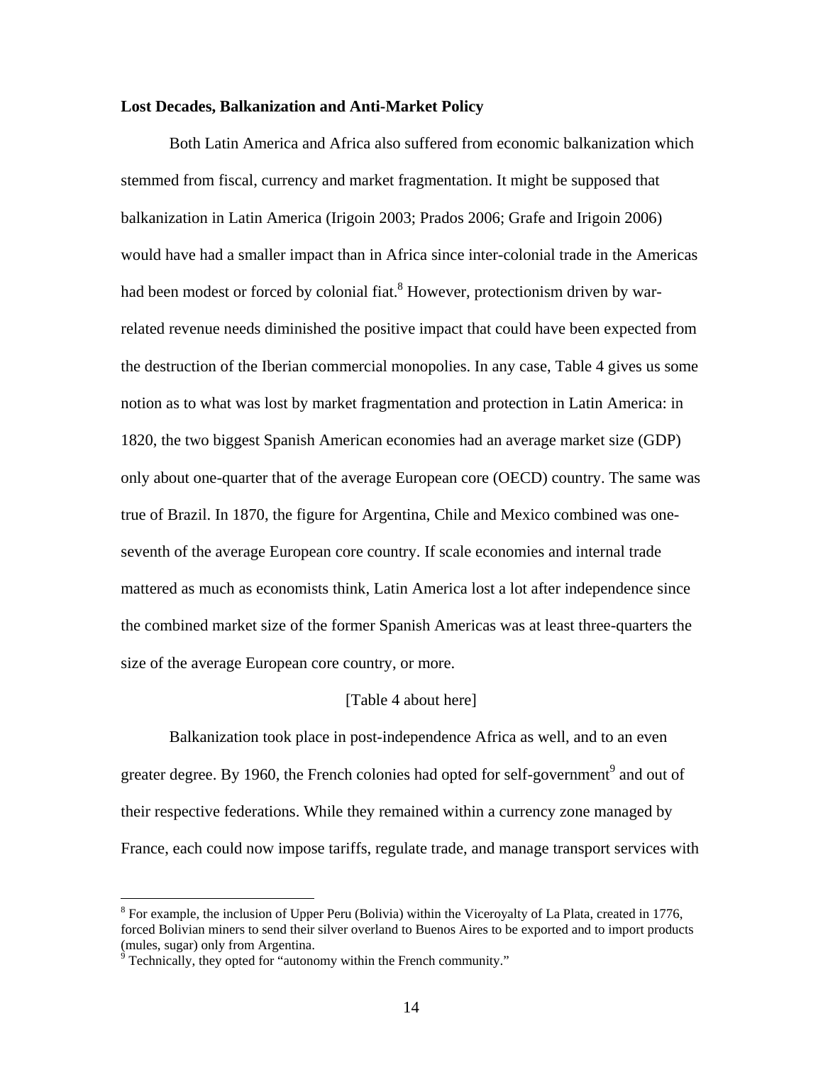**Lost Decades, Balkanization and Anti-Market Policy**

Both Latin America and Africa also suffered from economic balkanization which stemmed from fiscal, currency and market fragmentation. It might be supposed that balkanization in Latin America (Irigoin 2003; Prados 2006; Grafe and Irigoin 2006) would have had a smaller impact than in Africa since inter-colonial trade in the Americas had been modest or forced by colonial fiat.[8] However, protectionism driven by war-related revenue needs diminished the positive impact that could have been expected from the destruction of the Iberian commercial monopolies. In any case, Table 4 gives us some notion as to what was lost by market fragmentation and protection in Latin America: in 1820, the two biggest Spanish American economies had an average market size (GDP) only about one-quarter that of the average European core (OECD) country. The same was true of Brazil. In 1870, the figure for Argentina, Chile and Mexico combined was one-seventh of the average European core country. If scale economies and internal trade mattered as much as economists think, Latin America lost a lot after independence since the combined market size of the former Spanish Americas was at least three-quarters the size of the average European core country, or more.

[Table 4 about here]

Balkanization took place in post-independence Africa as well, and to an even greater degree. By 1960, the French colonies had opted for self-government[9] and out of their respective federations. While they remained within a currency zone managed by France, each could now impose tariffs, regulate trade, and manage transport services with

---

[8] For example, the inclusion of Upper Peru (Bolivia) within the Viceroyalty of La Plata, created in 1776, forced Bolivian miners to send their silver overland to Buenos Aires to be exported and to import products (mules, sugar) only from Argentina.

[9] Technically, they opted for "autonomy within the French community."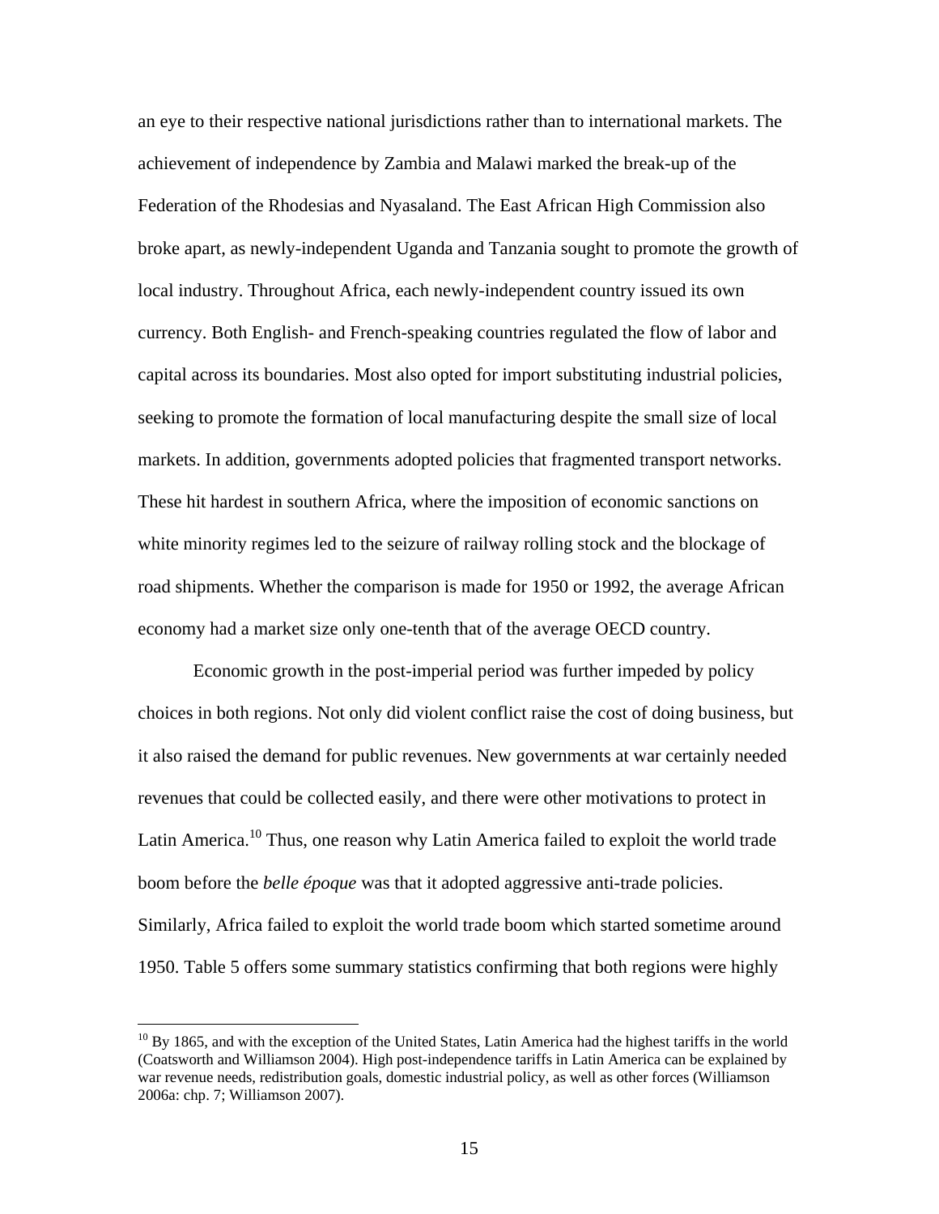an eye to their respective national jurisdictions rather than to international markets. The achievement of independence by Zambia and Malawi marked the break-up of the Federation of the Rhodesias and Nyasaland. The East African High Commission also broke apart, as newly-independent Uganda and Tanzania sought to promote the growth of local industry. Throughout Africa, each newly-independent country issued its own currency. Both English- and French-speaking countries regulated the flow of labor and capital across its boundaries. Most also opted for import substituting industrial policies, seeking to promote the formation of local manufacturing despite the small size of local markets. In addition, governments adopted policies that fragmented transport networks. These hit hardest in southern Africa, where the imposition of economic sanctions on white minority regimes led to the seizure of railway rolling stock and the blockage of road shipments. Whether the comparison is made for 1950 or 1992, the average African economy had a market size only one-tenth that of the average OECD country.

Economic growth in the post-imperial period was further impeded by policy choices in both regions. Not only did violent conflict raise the cost of doing business, but it also raised the demand for public revenues. New governments at war certainly needed revenues that could be collected easily, and there were other motivations to protect in Latin America.[10] Thus, one reason why Latin America failed to exploit the world trade boom before the *belle époque* was that it adopted aggressive anti-trade policies. Similarly, Africa failed to exploit the world trade boom which started sometime around 1950. Table 5 offers some summary statistics confirming that both regions were highly

[10] By 1865, and with the exception of the United States, Latin America had the highest tariffs in the world (Coatsworth and Williamson 2004). High post-independence tariffs in Latin America can be explained by war revenue needs, redistribution goals, domestic industrial policy, as well as other forces (Williamson 2006a: chp. 7; Williamson 2007).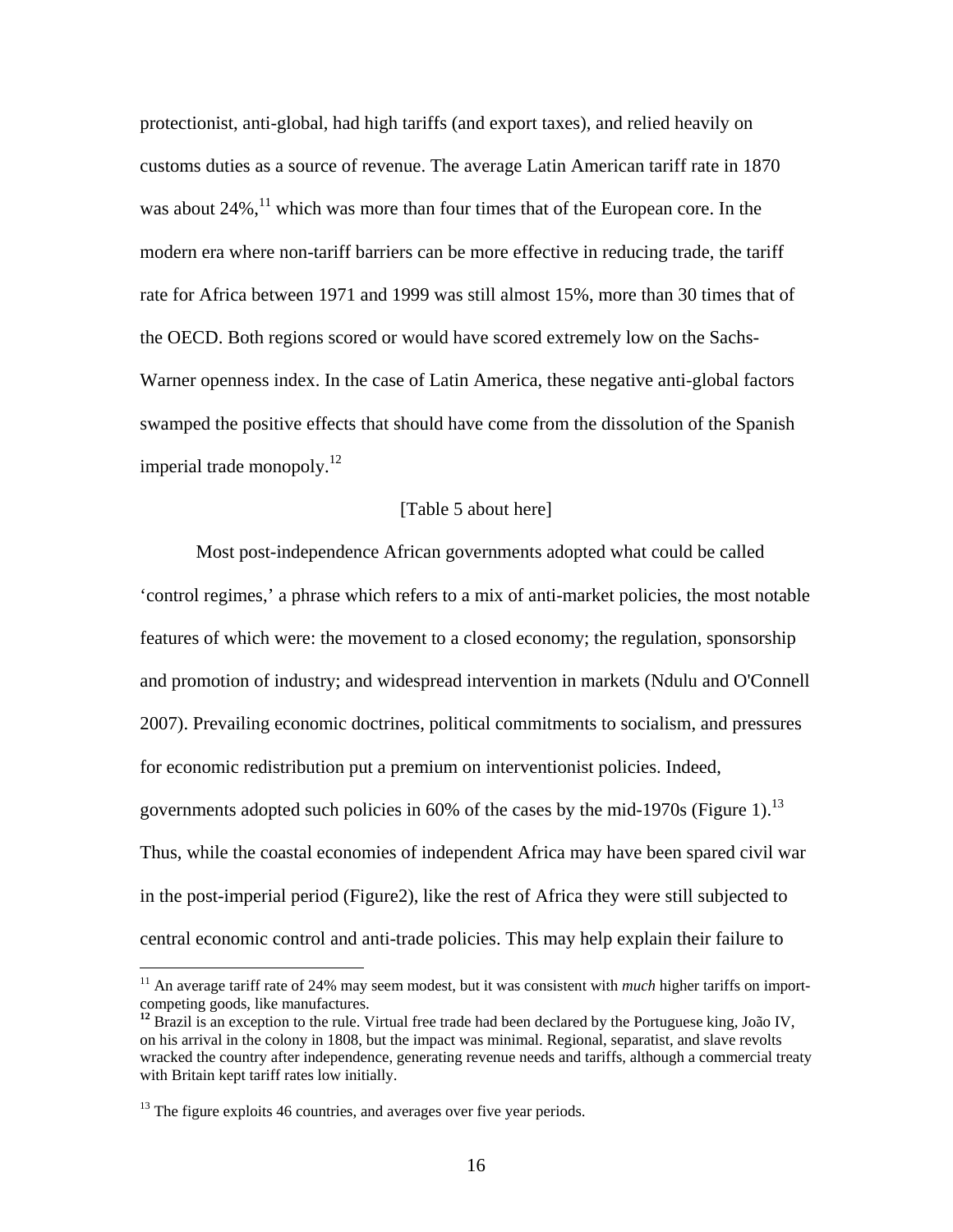protectionist, anti-global, had high tariffs (and export taxes), and relied heavily on customs duties as a source of revenue. The average Latin American tariff rate in 1870 was about 24%,[11] which was more than four times that of the European core. In the modern era where non-tariff barriers can be more effective in reducing trade, the tariff rate for Africa between 1971 and 1999 was still almost 15%, more than 30 times that of the OECD. Both regions scored or would have scored extremely low on the Sachs-Warner openness index. In the case of Latin America, these negative anti-global factors swamped the positive effects that should have come from the dissolution of the Spanish imperial trade monopoly.[12]

[Table 5 about here]

Most post-independence African governments adopted what could be called 'control regimes,' a phrase which refers to a mix of anti-market policies, the most notable features of which were: the movement to a closed economy; the regulation, sponsorship and promotion of industry; and widespread intervention in markets (Ndulu and O'Connell 2007). Prevailing economic doctrines, political commitments to socialism, and pressures for economic redistribution put a premium on interventionist policies. Indeed, governments adopted such policies in 60% of the cases by the mid-1970s (Figure 1).[13] Thus, while the coastal economies of independent Africa may have been spared civil war in the post-imperial period (Figure2), like the rest of Africa they were still subjected to central economic control and anti-trade policies. This may help explain their failure to

---

[11] An average tariff rate of 24% may seem modest, but it was consistent with *much* higher tariffs on import-competing goods, like manufactures.

[12] Brazil is an exception to the rule. Virtual free trade had been declared by the Portuguese king, João IV, on his arrival in the colony in 1808, but the impact was minimal. Regional, separatist, and slave revolts wracked the country after independence, generating revenue needs and tariffs, although a commercial treaty with Britain kept tariff rates low initially.

[13] The figure exploits 46 countries, and averages over five year periods.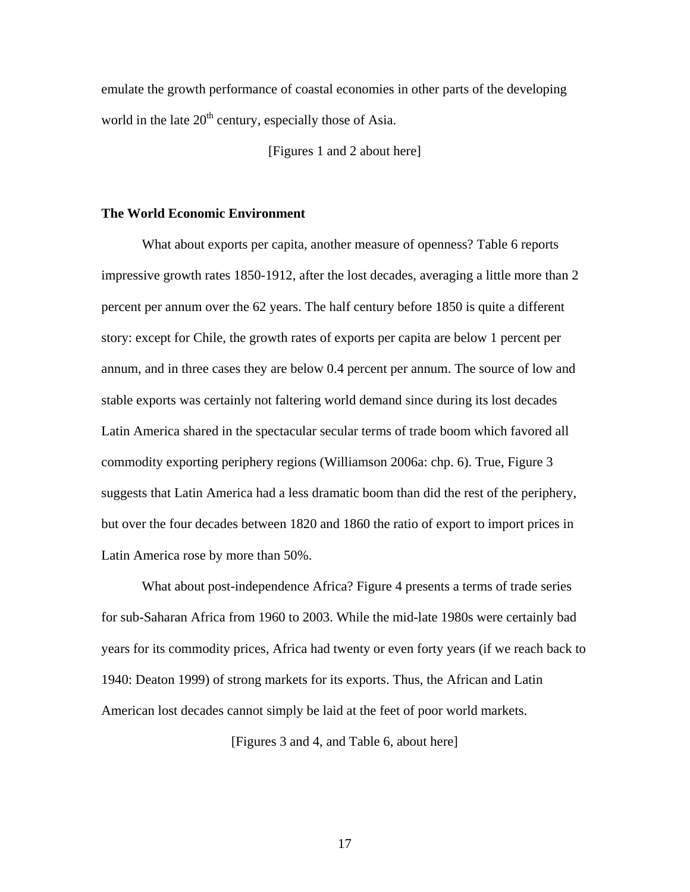emulate the growth performance of coastal economies in other parts of the developing world in the late 20th century, especially those of Asia.

[Figures 1 and 2 about here]

### The World Economic Environment

What about exports per capita, another measure of openness? Table 6 reports impressive growth rates 1850-1912, after the lost decades, averaging a little more than 2 percent per annum over the 62 years. The half century before 1850 is quite a different story: except for Chile, the growth rates of exports per capita are below 1 percent per annum, and in three cases they are below 0.4 percent per annum. The source of low and stable exports was certainly not faltering world demand since during its lost decades Latin America shared in the spectacular secular terms of trade boom which favored all commodity exporting periphery regions (Williamson 2006a: chp. 6). True, Figure 3 suggests that Latin America had a less dramatic boom than did the rest of the periphery, but over the four decades between 1820 and 1860 the ratio of export to import prices in Latin America rose by more than 50%.

What about post-independence Africa? Figure 4 presents a terms of trade series for sub-Saharan Africa from 1960 to 2003. While the mid-late 1980s were certainly bad years for its commodity prices, Africa had twenty or even forty years (if we reach back to 1940: Deaton 1999) of strong markets for its exports. Thus, the African and Latin American lost decades cannot simply be laid at the feet of poor world markets.

[Figures 3 and 4, and Table 6, about here]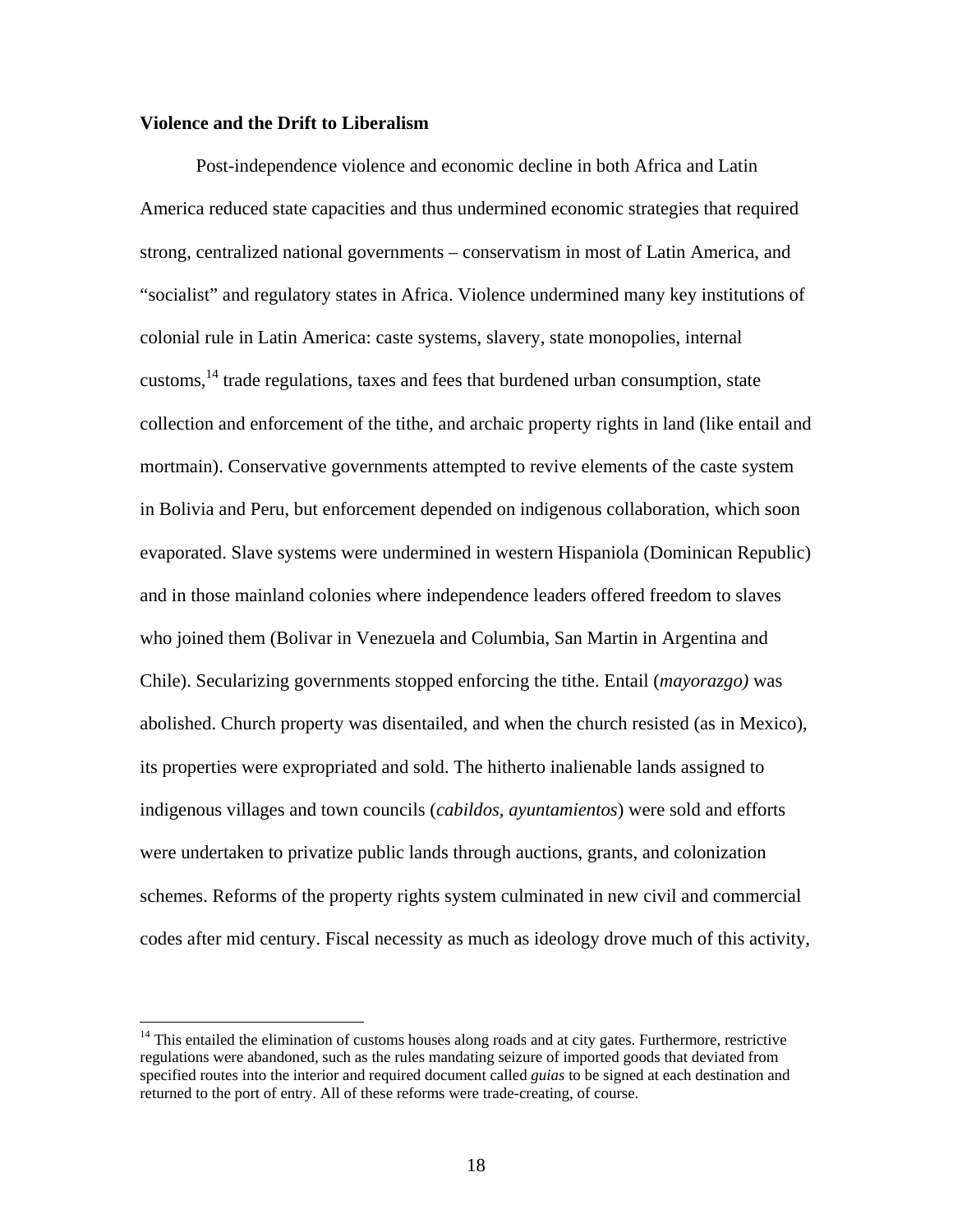**Violence and the Drift to Liberalism**

Post-independence violence and economic decline in both Africa and Latin America reduced state capacities and thus undermined economic strategies that required strong, centralized national governments – conservatism in most of Latin America, and "socialist" and regulatory states in Africa. Violence undermined many key institutions of colonial rule in Latin America: caste systems, slavery, state monopolies, internal customs,[14] trade regulations, taxes and fees that burdened urban consumption, state collection and enforcement of the tithe, and archaic property rights in land (like entail and mortmain). Conservative governments attempted to revive elements of the caste system in Bolivia and Peru, but enforcement depended on indigenous collaboration, which soon evaporated. Slave systems were undermined in western Hispaniola (Dominican Republic) and in those mainland colonies where independence leaders offered freedom to slaves who joined them (Bolivar in Venezuela and Columbia, San Martin in Argentina and Chile). Secularizing governments stopped enforcing the tithe. Entail (*mayorazgo)* was abolished. Church property was disentailed, and when the church resisted (as in Mexico), its properties were expropriated and sold. The hitherto inalienable lands assigned to indigenous villages and town councils (*cabildos, ayuntamientos*) were sold and efforts were undertaken to privatize public lands through auctions, grants, and colonization schemes. Reforms of the property rights system culminated in new civil and commercial codes after mid century. Fiscal necessity as much as ideology drove much of this activity,

---

[14] This entailed the elimination of customs houses along roads and at city gates. Furthermore, restrictive regulations were abandoned, such as the rules mandating seizure of imported goods that deviated from specified routes into the interior and required document called *guias* to be signed at each destination and returned to the port of entry. All of these reforms were trade-creating, of course.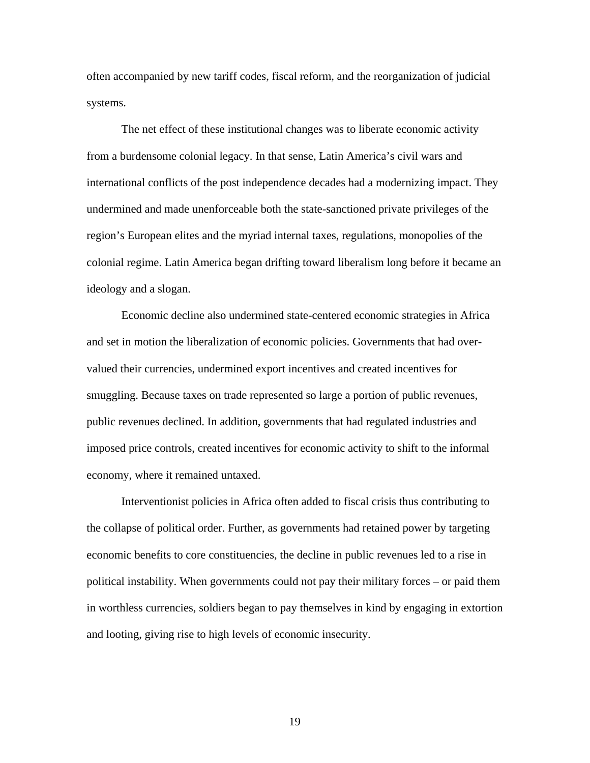often accompanied by new tariff codes, fiscal reform, and the reorganization of judicial systems.

The net effect of these institutional changes was to liberate economic activity from a burdensome colonial legacy. In that sense, Latin America's civil wars and international conflicts of the post independence decades had a modernizing impact. They undermined and made unenforceable both the state-sanctioned private privileges of the region's European elites and the myriad internal taxes, regulations, monopolies of the colonial regime. Latin America began drifting toward liberalism long before it became an ideology and a slogan.

Economic decline also undermined state-centered economic strategies in Africa and set in motion the liberalization of economic policies. Governments that had over-valued their currencies, undermined export incentives and created incentives for smuggling. Because taxes on trade represented so large a portion of public revenues, public revenues declined. In addition, governments that had regulated industries and imposed price controls, created incentives for economic activity to shift to the informal economy, where it remained untaxed.

Interventionist policies in Africa often added to fiscal crisis thus contributing to the collapse of political order. Further, as governments had retained power by targeting economic benefits to core constituencies, the decline in public revenues led to a rise in political instability. When governments could not pay their military forces – or paid them in worthless currencies, soldiers began to pay themselves in kind by engaging in extortion and looting, giving rise to high levels of economic insecurity.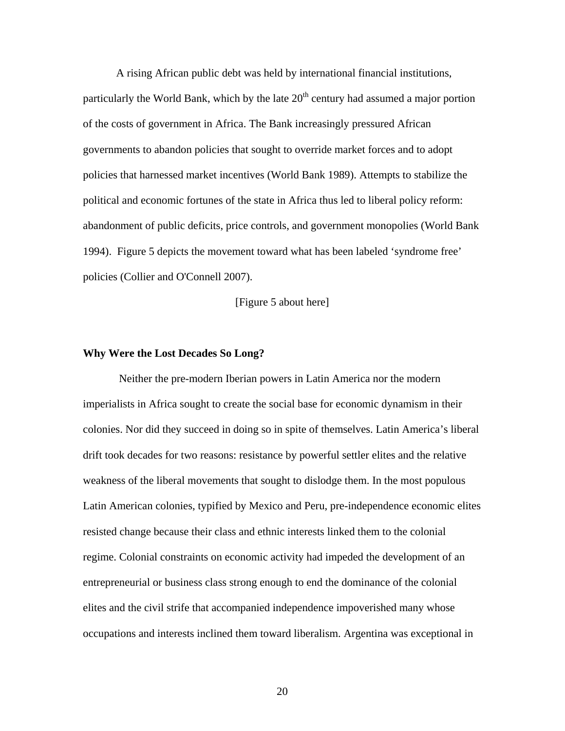A rising African public debt was held by international financial institutions, particularly the World Bank, which by the late 20th century had assumed a major portion of the costs of government in Africa. The Bank increasingly pressured African governments to abandon policies that sought to override market forces and to adopt policies that harnessed market incentives (World Bank 1989). Attempts to stabilize the political and economic fortunes of the state in Africa thus led to liberal policy reform: abandonment of public deficits, price controls, and government monopolies (World Bank 1994). Figure 5 depicts the movement toward what has been labeled 'syndrome free' policies (Collier and O'Connell 2007).

[Figure 5 about here]

**Why Were the Lost Decades So Long?**

Neither the pre-modern Iberian powers in Latin America nor the modern imperialists in Africa sought to create the social base for economic dynamism in their colonies. Nor did they succeed in doing so in spite of themselves. Latin America's liberal drift took decades for two reasons: resistance by powerful settler elites and the relative weakness of the liberal movements that sought to dislodge them. In the most populous Latin American colonies, typified by Mexico and Peru, pre-independence economic elites resisted change because their class and ethnic interests linked them to the colonial regime. Colonial constraints on economic activity had impeded the development of an entrepreneurial or business class strong enough to end the dominance of the colonial elites and the civil strife that accompanied independence impoverished many whose occupations and interests inclined them toward liberalism. Argentina was exceptional in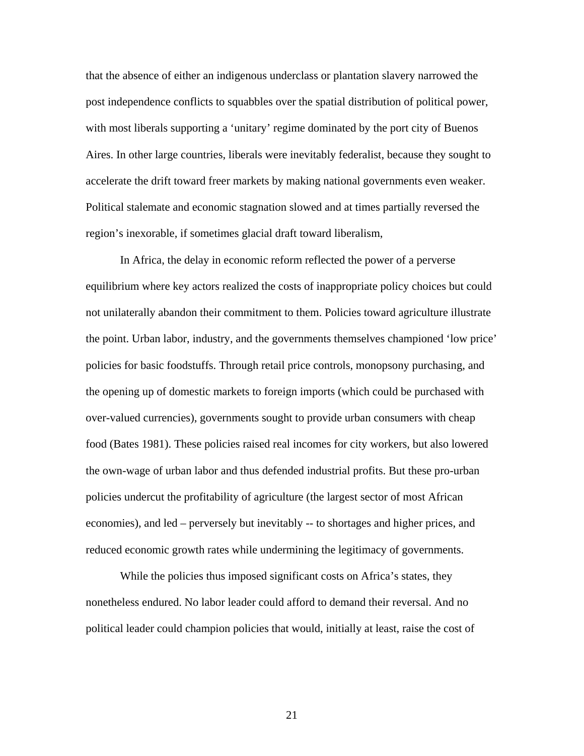that the absence of either an indigenous underclass or plantation slavery narrowed the post independence conflicts to squabbles over the spatial distribution of political power, with most liberals supporting a 'unitary' regime dominated by the port city of Buenos Aires. In other large countries, liberals were inevitably federalist, because they sought to accelerate the drift toward freer markets by making national governments even weaker. Political stalemate and economic stagnation slowed and at times partially reversed the region's inexorable, if sometimes glacial draft toward liberalism,

In Africa, the delay in economic reform reflected the power of a perverse equilibrium where key actors realized the costs of inappropriate policy choices but could not unilaterally abandon their commitment to them. Policies toward agriculture illustrate the point. Urban labor, industry, and the governments themselves championed 'low price' policies for basic foodstuffs. Through retail price controls, monopsony purchasing, and the opening up of domestic markets to foreign imports (which could be purchased with over-valued currencies), governments sought to provide urban consumers with cheap food (Bates 1981). These policies raised real incomes for city workers, but also lowered the own-wage of urban labor and thus defended industrial profits. But these pro-urban policies undercut the profitability of agriculture (the largest sector of most African economies), and led – perversely but inevitably -- to shortages and higher prices, and reduced economic growth rates while undermining the legitimacy of governments.

While the policies thus imposed significant costs on Africa's states, they nonetheless endured. No labor leader could afford to demand their reversal. And no political leader could champion policies that would, initially at least, raise the cost of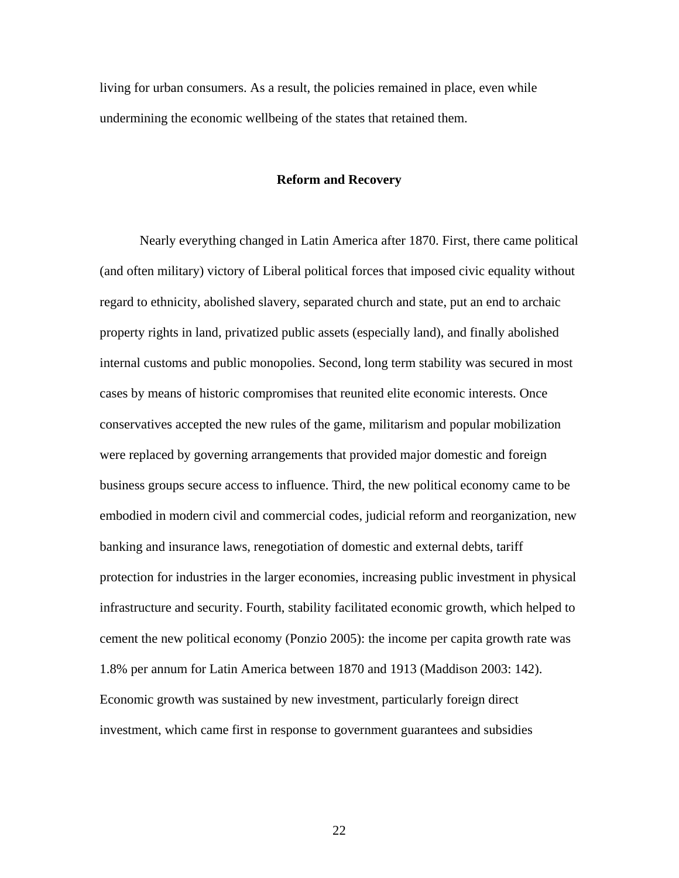living for urban consumers. As a result, the policies remained in place, even while undermining the economic wellbeing of the states that retained them.

## Reform and Recovery

Nearly everything changed in Latin America after 1870. First, there came political (and often military) victory of Liberal political forces that imposed civic equality without regard to ethnicity, abolished slavery, separated church and state, put an end to archaic property rights in land, privatized public assets (especially land), and finally abolished internal customs and public monopolies. Second, long term stability was secured in most cases by means of historic compromises that reunited elite economic interests. Once conservatives accepted the new rules of the game, militarism and popular mobilization were replaced by governing arrangements that provided major domestic and foreign business groups secure access to influence. Third, the new political economy came to be embodied in modern civil and commercial codes, judicial reform and reorganization, new banking and insurance laws, renegotiation of domestic and external debts, tariff protection for industries in the larger economies, increasing public investment in physical infrastructure and security. Fourth, stability facilitated economic growth, which helped to cement the new political economy (Ponzio 2005): the income per capita growth rate was 1.8% per annum for Latin America between 1870 and 1913 (Maddison 2003: 142). Economic growth was sustained by new investment, particularly foreign direct investment, which came first in response to government guarantees and subsidies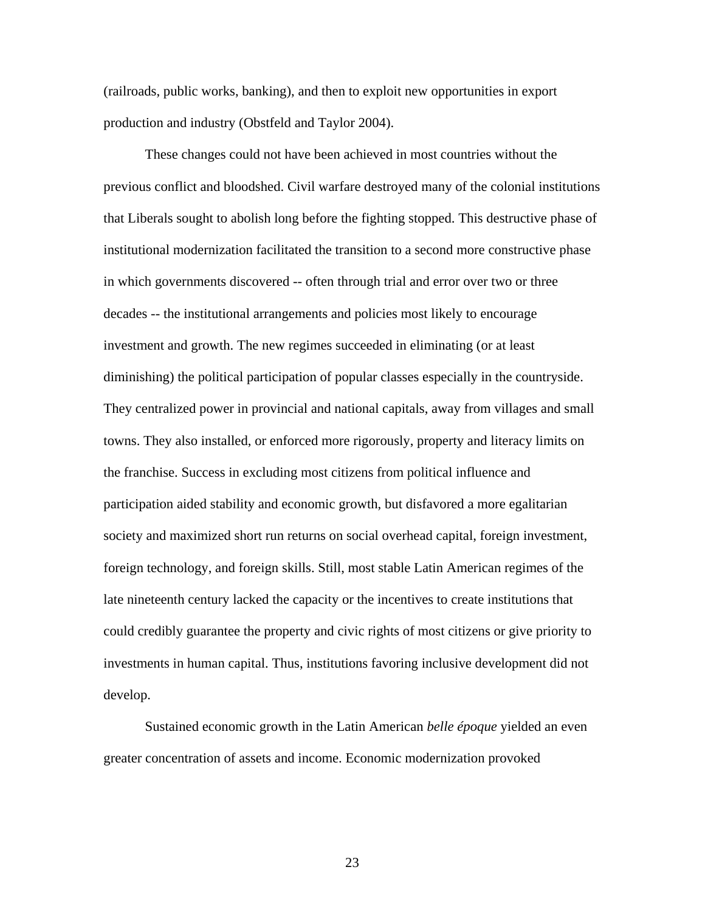(railroads, public works, banking), and then to exploit new opportunities in export production and industry (Obstfeld and Taylor 2004).

These changes could not have been achieved in most countries without the previous conflict and bloodshed. Civil warfare destroyed many of the colonial institutions that Liberals sought to abolish long before the fighting stopped. This destructive phase of institutional modernization facilitated the transition to a second more constructive phase in which governments discovered -- often through trial and error over two or three decades -- the institutional arrangements and policies most likely to encourage investment and growth. The new regimes succeeded in eliminating (or at least diminishing) the political participation of popular classes especially in the countryside. They centralized power in provincial and national capitals, away from villages and small towns. They also installed, or enforced more rigorously, property and literacy limits on the franchise. Success in excluding most citizens from political influence and participation aided stability and economic growth, but disfavored a more egalitarian society and maximized short run returns on social overhead capital, foreign investment, foreign technology, and foreign skills. Still, most stable Latin American regimes of the late nineteenth century lacked the capacity or the incentives to create institutions that could credibly guarantee the property and civic rights of most citizens or give priority to investments in human capital. Thus, institutions favoring inclusive development did not develop.

Sustained economic growth in the Latin American *belle époque* yielded an even greater concentration of assets and income. Economic modernization provoked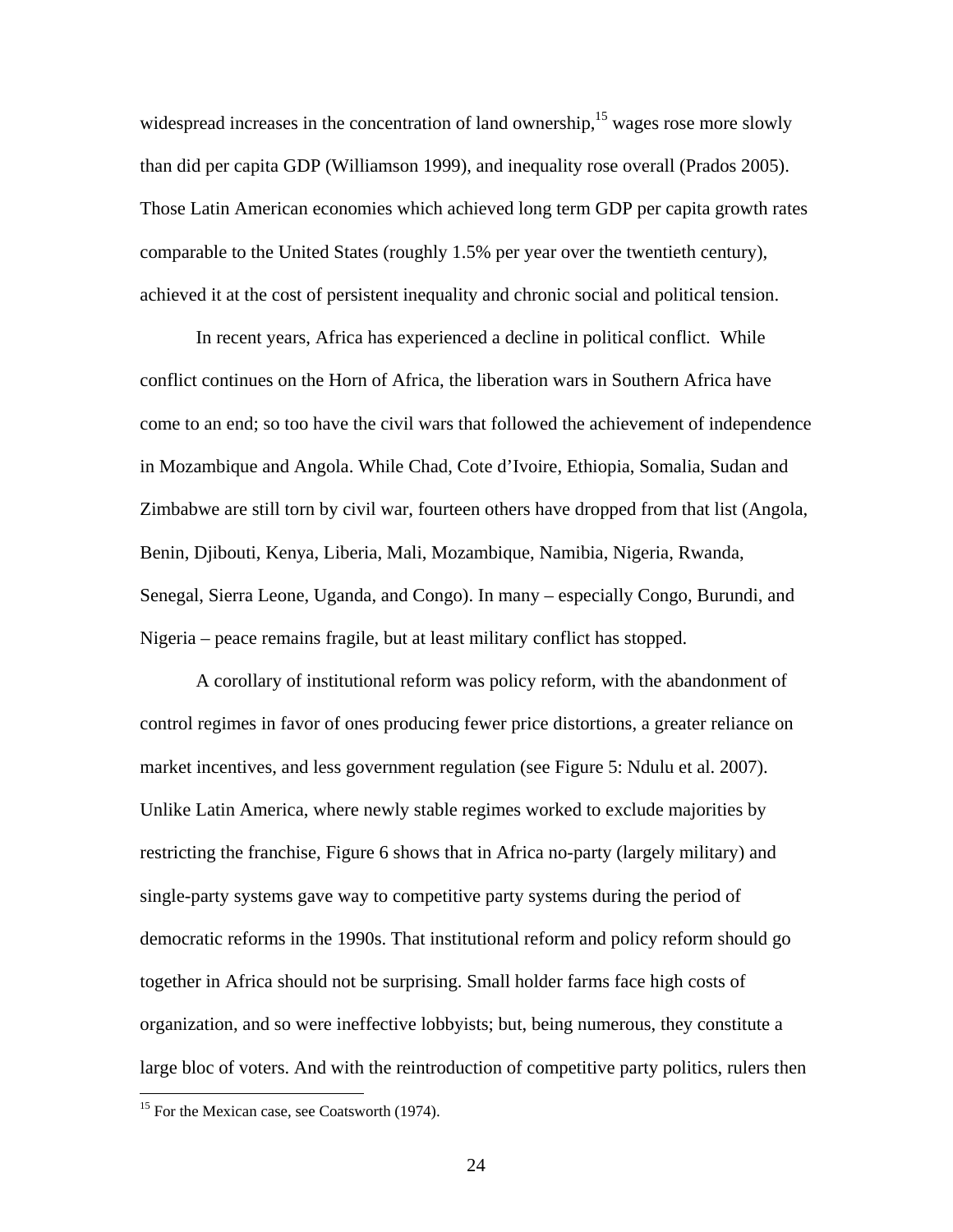widespread increases in the concentration of land ownership,[15] wages rose more slowly than did per capita GDP (Williamson 1999), and inequality rose overall (Prados 2005). Those Latin American economies which achieved long term GDP per capita growth rates comparable to the United States (roughly 1.5% per year over the twentieth century), achieved it at the cost of persistent inequality and chronic social and political tension.

In recent years, Africa has experienced a decline in political conflict. While conflict continues on the Horn of Africa, the liberation wars in Southern Africa have come to an end; so too have the civil wars that followed the achievement of independence in Mozambique and Angola. While Chad, Cote d'Ivoire, Ethiopia, Somalia, Sudan and Zimbabwe are still torn by civil war, fourteen others have dropped from that list (Angola, Benin, Djibouti, Kenya, Liberia, Mali, Mozambique, Namibia, Nigeria, Rwanda, Senegal, Sierra Leone, Uganda, and Congo). In many – especially Congo, Burundi, and Nigeria – peace remains fragile, but at least military conflict has stopped.

A corollary of institutional reform was policy reform, with the abandonment of control regimes in favor of ones producing fewer price distortions, a greater reliance on market incentives, and less government regulation (see Figure 5: Ndulu et al. 2007). Unlike Latin America, where newly stable regimes worked to exclude majorities by restricting the franchise, Figure 6 shows that in Africa no-party (largely military) and single-party systems gave way to competitive party systems during the period of democratic reforms in the 1990s. That institutional reform and policy reform should go together in Africa should not be surprising. Small holder farms face high costs of organization, and so were ineffective lobbyists; but, being numerous, they constitute a large bloc of voters. And with the reintroduction of competitive party politics, rulers then

[15] For the Mexican case, see Coatsworth (1974).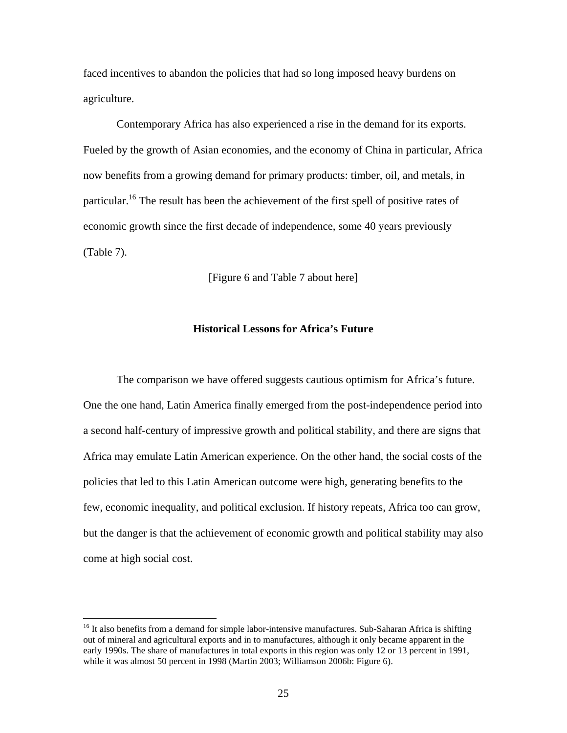faced incentives to abandon the policies that had so long imposed heavy burdens on agriculture.

Contemporary Africa has also experienced a rise in the demand for its exports. Fueled by the growth of Asian economies, and the economy of China in particular, Africa now benefits from a growing demand for primary products: timber, oil, and metals, in particular.[16] The result has been the achievement of the first spell of positive rates of economic growth since the first decade of independence, some 40 years previously (Table 7).

[Figure 6 and Table 7 about here]

## Historical Lessons for Africa's Future

The comparison we have offered suggests cautious optimism for Africa's future. One the one hand, Latin America finally emerged from the post-independence period into a second half-century of impressive growth and political stability, and there are signs that Africa may emulate Latin American experience. On the other hand, the social costs of the policies that led to this Latin American outcome were high, generating benefits to the few, economic inequality, and political exclusion. If history repeats, Africa too can grow, but the danger is that the achievement of economic growth and political stability may also come at high social cost.

---

[16] It also benefits from a demand for simple labor-intensive manufactures. Sub-Saharan Africa is shifting out of mineral and agricultural exports and in to manufactures, although it only became apparent in the early 1990s. The share of manufactures in total exports in this region was only 12 or 13 percent in 1991, while it was almost 50 percent in 1998 (Martin 2003; Williamson 2006b: Figure 6).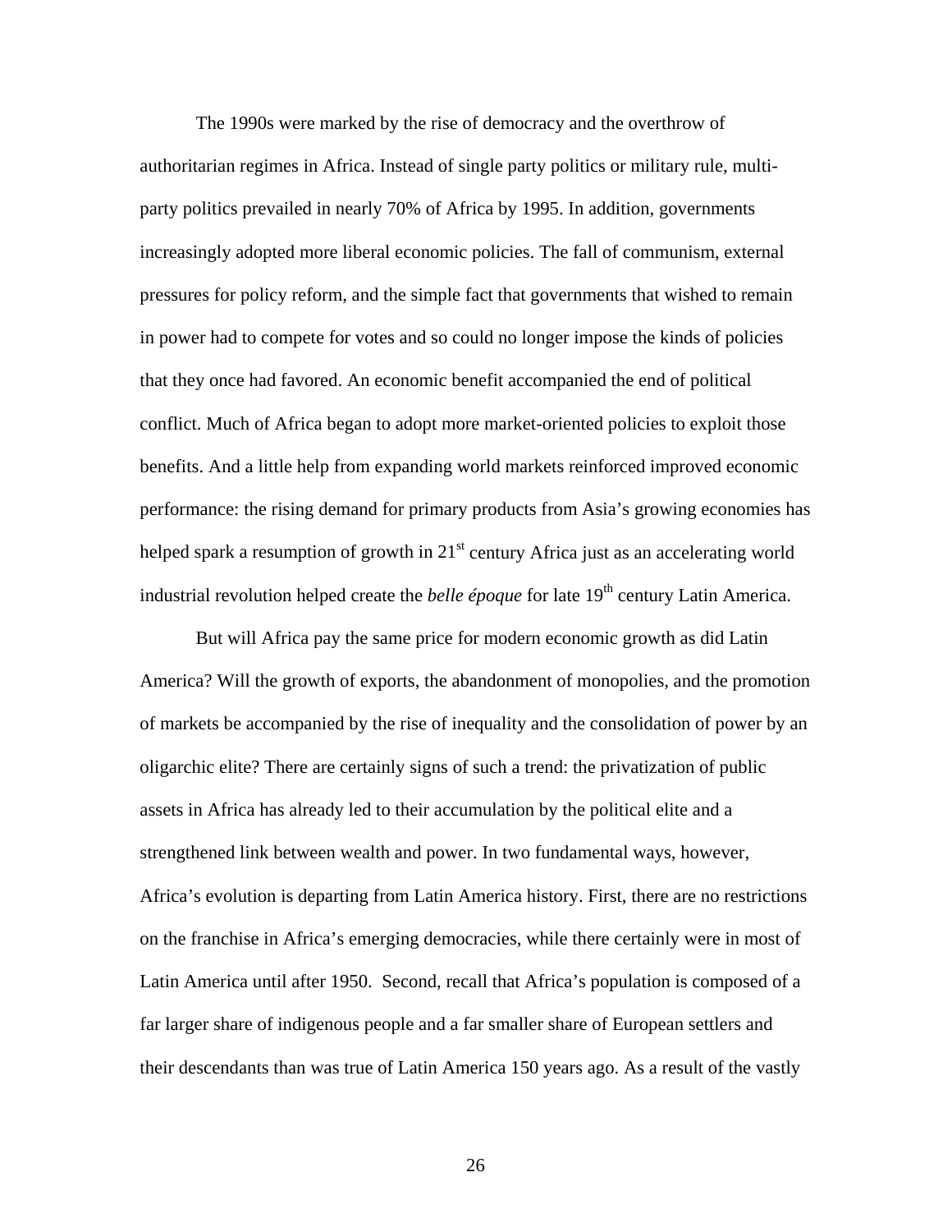The 1990s were marked by the rise of democracy and the overthrow of authoritarian regimes in Africa. Instead of single party politics or military rule, multi-party politics prevailed in nearly 70% of Africa by 1995. In addition, governments increasingly adopted more liberal economic policies. The fall of communism, external pressures for policy reform, and the simple fact that governments that wished to remain in power had to compete for votes and so could no longer impose the kinds of policies that they once had favored. An economic benefit accompanied the end of political conflict. Much of Africa began to adopt more market-oriented policies to exploit those benefits. And a little help from expanding world markets reinforced improved economic performance: the rising demand for primary products from Asia's growing economies has helped spark a resumption of growth in 21st century Africa just as an accelerating world industrial revolution helped create the *belle époque* for late 19th century Latin America.

But will Africa pay the same price for modern economic growth as did Latin America? Will the growth of exports, the abandonment of monopolies, and the promotion of markets be accompanied by the rise of inequality and the consolidation of power by an oligarchic elite? There are certainly signs of such a trend: the privatization of public assets in Africa has already led to their accumulation by the political elite and a strengthened link between wealth and power. In two fundamental ways, however, Africa's evolution is departing from Latin America history. First, there are no restrictions on the franchise in Africa's emerging democracies, while there certainly were in most of Latin America until after 1950. Second, recall that Africa's population is composed of a far larger share of indigenous people and a far smaller share of European settlers and their descendants than was true of Latin America 150 years ago. As a result of the vastly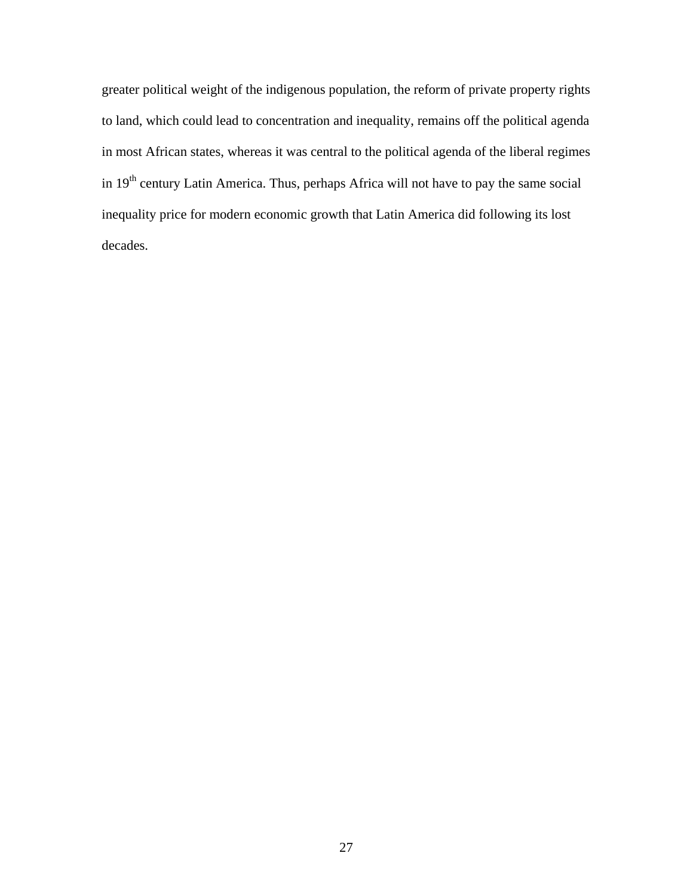greater political weight of the indigenous population, the reform of private property rights to land, which could lead to concentration and inequality, remains off the political agenda in most African states, whereas it was central to the political agenda of the liberal regimes in 19th century Latin America. Thus, perhaps Africa will not have to pay the same social inequality price for modern economic growth that Latin America did following its lost decades.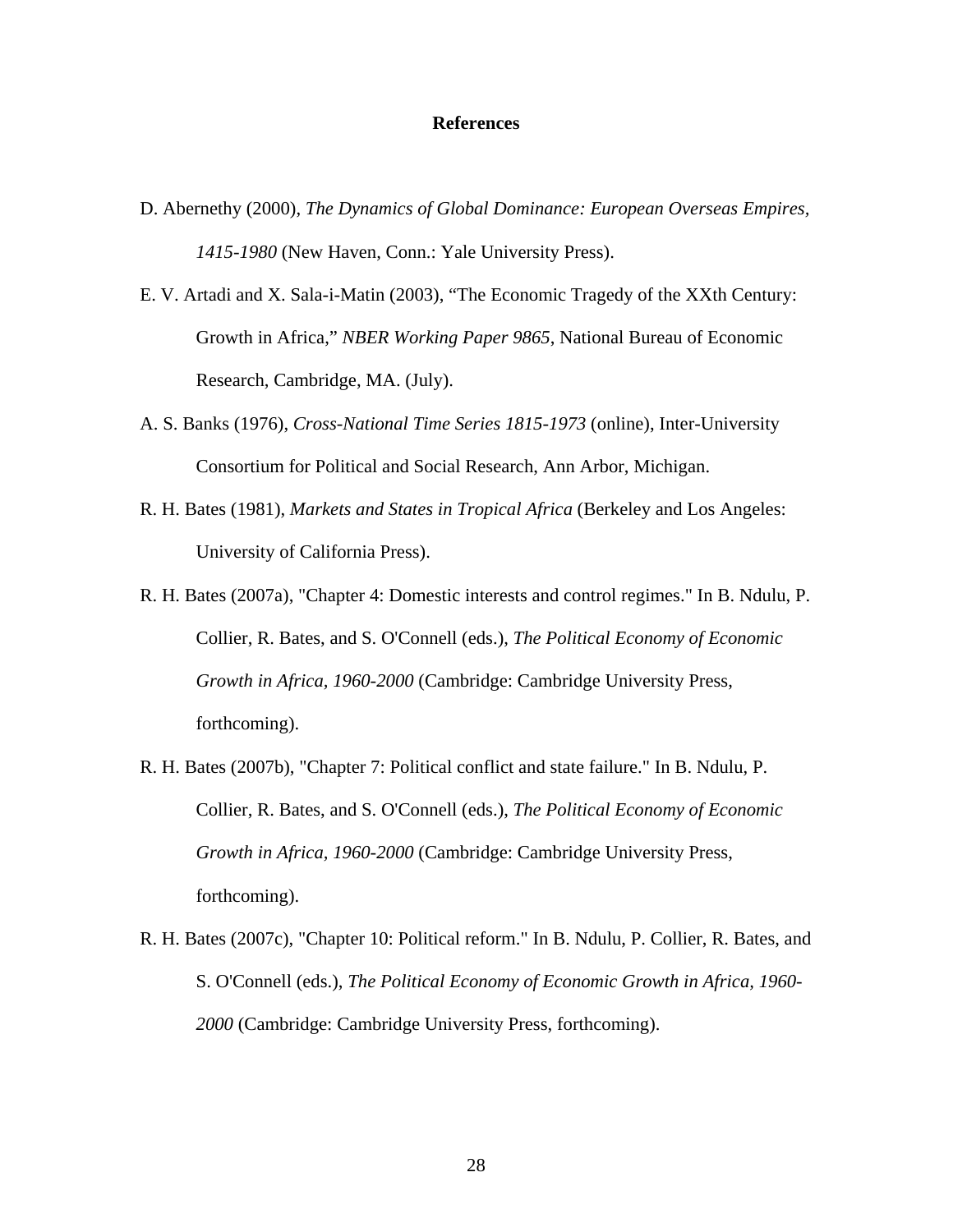# References

D. Abernethy (2000), *The Dynamics of Global Dominance: European Overseas Empires, 1415-1980* (New Haven, Conn.: Yale University Press).

E. V. Artadi and X. Sala-i-Matin (2003), "The Economic Tragedy of the XXth Century: Growth in Africa," *NBER Working Paper 9865*, National Bureau of Economic Research, Cambridge, MA. (July).

A. S. Banks (1976), *Cross-National Time Series 1815-1973* (online), Inter-University Consortium for Political and Social Research, Ann Arbor, Michigan.

R. H. Bates (1981), *Markets and States in Tropical Africa* (Berkeley and Los Angeles: University of California Press).

R. H. Bates (2007a), "Chapter 4: Domestic interests and control regimes." In B. Ndulu, P. Collier, R. Bates, and S. O'Connell (eds.), *The Political Economy of Economic Growth in Africa, 1960-2000* (Cambridge: Cambridge University Press, forthcoming).

R. H. Bates (2007b), "Chapter 7: Political conflict and state failure." In B. Ndulu, P. Collier, R. Bates, and S. O'Connell (eds.), *The Political Economy of Economic Growth in Africa, 1960-2000* (Cambridge: Cambridge University Press, forthcoming).

R. H. Bates (2007c), "Chapter 10: Political reform." In B. Ndulu, P. Collier, R. Bates, and S. O'Connell (eds.), *The Political Economy of Economic Growth in Africa, 1960-2000* (Cambridge: Cambridge University Press, forthcoming).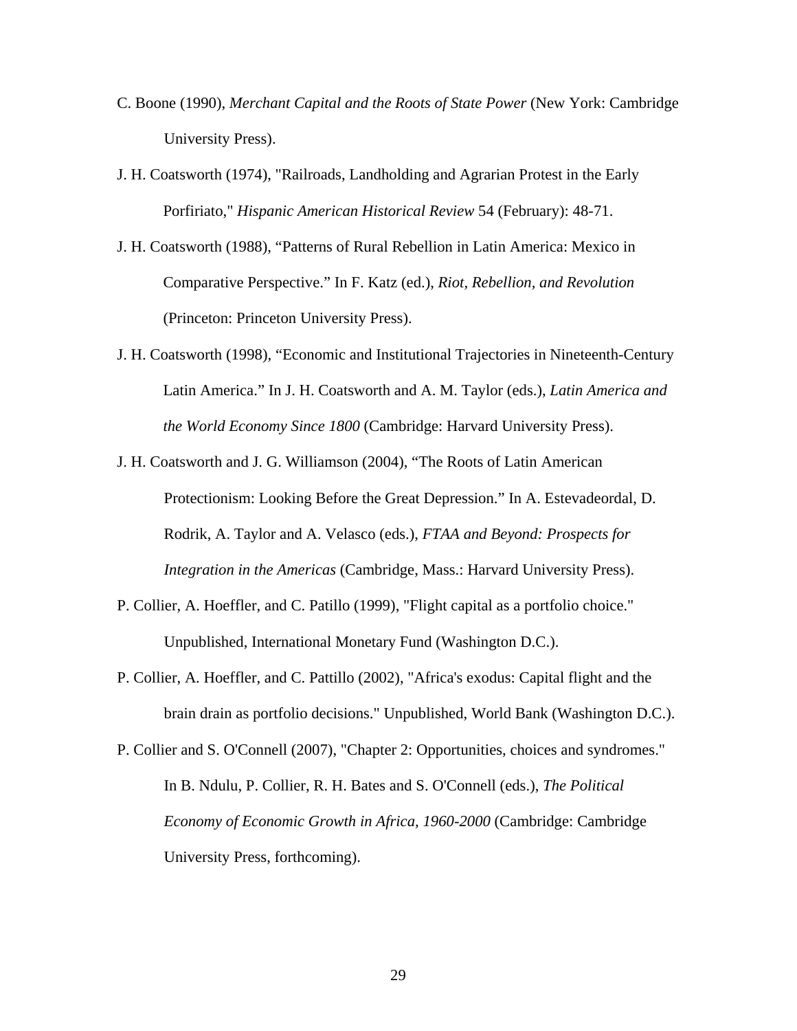C. Boone (1990), *Merchant Capital and the Roots of State Power* (New York: Cambridge University Press).

J. H. Coatsworth (1974), "Railroads, Landholding and Agrarian Protest in the Early Porfiriato," *Hispanic American Historical Review* 54 (February): 48-71.

J. H. Coatsworth (1988), "Patterns of Rural Rebellion in Latin America: Mexico in Comparative Perspective." In F. Katz (ed.), *Riot, Rebellion, and Revolution* (Princeton: Princeton University Press).

J. H. Coatsworth (1998), "Economic and Institutional Trajectories in Nineteenth-Century Latin America." In J. H. Coatsworth and A. M. Taylor (eds.), *Latin America and the World Economy Since 1800* (Cambridge: Harvard University Press).

J. H. Coatsworth and J. G. Williamson (2004), "The Roots of Latin American Protectionism: Looking Before the Great Depression." In A. Estevadeordal, D. Rodrik, A. Taylor and A. Velasco (eds.), *FTAA and Beyond: Prospects for Integration in the Americas* (Cambridge, Mass.: Harvard University Press).

P. Collier, A. Hoeffler, and C. Patillo (1999), "Flight capital as a portfolio choice." Unpublished, International Monetary Fund (Washington D.C.).

P. Collier, A. Hoeffler, and C. Pattillo (2002), "Africa's exodus: Capital flight and the brain drain as portfolio decisions." Unpublished, World Bank (Washington D.C.).

P. Collier and S. O'Connell (2007), "Chapter 2: Opportunities, choices and syndromes." In B. Ndulu, P. Collier, R. H. Bates and S. O'Connell (eds.), *The Political Economy of Economic Growth in Africa, 1960-2000* (Cambridge: Cambridge University Press, forthcoming).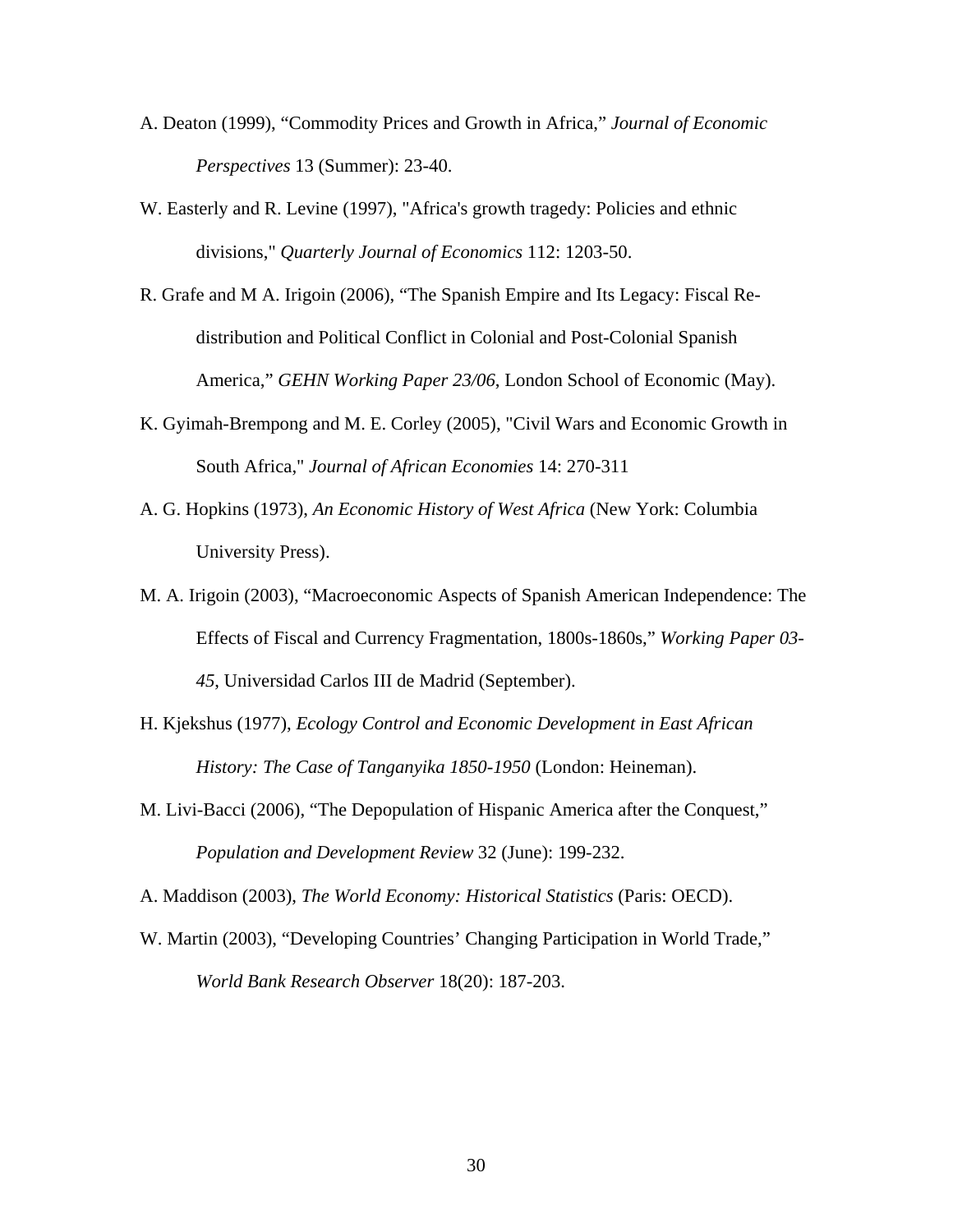A. Deaton (1999), “Commodity Prices and Growth in Africa,” *Journal of Economic Perspectives* 13 (Summer): 23-40.

W. Easterly and R. Levine (1997), "Africa's growth tragedy: Policies and ethnic divisions," *Quarterly Journal of Economics* 112: 1203-50.

R. Grafe and M A. Irigoin (2006), “The Spanish Empire and Its Legacy: Fiscal Re-distribution and Political Conflict in Colonial and Post-Colonial Spanish America,” *GEHN Working Paper 23/06*, London School of Economic (May).

K. Gyimah-Brempong and M. E. Corley (2005), "Civil Wars and Economic Growth in South Africa," *Journal of African Economies* 14: 270-311

A. G. Hopkins (1973), *An Economic History of West Africa* (New York: Columbia University Press).

M. A. Irigoin (2003), “Macroeconomic Aspects of Spanish American Independence: The Effects of Fiscal and Currency Fragmentation, 1800s-1860s,” *Working Paper 03-45*, Universidad Carlos III de Madrid (September).

H. Kjekshus (1977), *Ecology Control and Economic Development in East African History: The Case of Tanganyika 1850-1950* (London: Heineman).

M. Livi-Bacci (2006), “The Depopulation of Hispanic America after the Conquest,” *Population and Development Review* 32 (June): 199-232.

A. Maddison (2003), *The World Economy: Historical Statistics* (Paris: OECD).

W. Martin (2003), “Developing Countries’ Changing Participation in World Trade,” *World Bank Research Observer* 18(20): 187-203.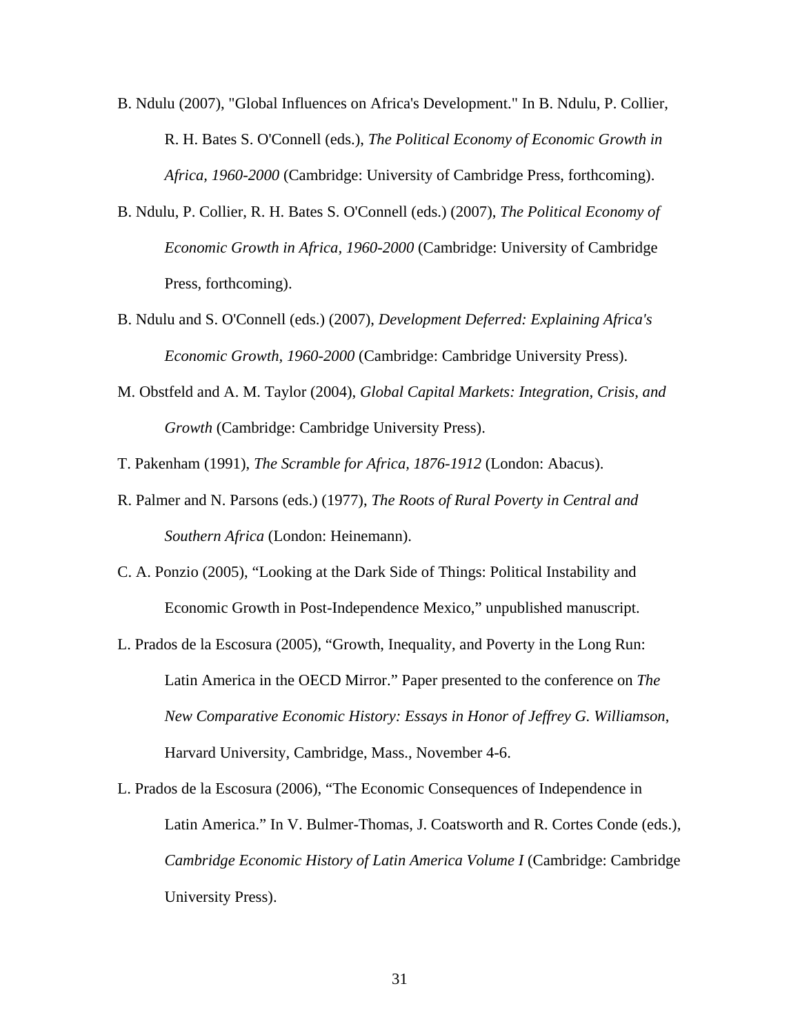B. Ndulu (2007), "Global Influences on Africa's Development." In B. Ndulu, P. Collier, R. H. Bates S. O'Connell (eds.), *The Political Economy of Economic Growth in Africa, 1960-2000* (Cambridge: University of Cambridge Press, forthcoming).

B. Ndulu, P. Collier, R. H. Bates S. O'Connell (eds.) (2007), *The Political Economy of Economic Growth in Africa, 1960-2000* (Cambridge: University of Cambridge Press, forthcoming).

B. Ndulu and S. O'Connell (eds.) (2007), *Development Deferred: Explaining Africa's Economic Growth, 1960-2000* (Cambridge: Cambridge University Press).

M. Obstfeld and A. M. Taylor (2004), *Global Capital Markets: Integration, Crisis, and Growth* (Cambridge: Cambridge University Press).

T. Pakenham (1991), *The Scramble for Africa, 1876-1912* (London: Abacus).

R. Palmer and N. Parsons (eds.) (1977), *The Roots of Rural Poverty in Central and Southern Africa* (London: Heinemann).

C. A. Ponzio (2005), “Looking at the Dark Side of Things: Political Instability and Economic Growth in Post-Independence Mexico,” unpublished manuscript.

L. Prados de la Escosura (2005), “Growth, Inequality, and Poverty in the Long Run: Latin America in the OECD Mirror.” Paper presented to the conference on *The New Comparative Economic History: Essays in Honor of Jeffrey G. Williamson*, Harvard University, Cambridge, Mass., November 4-6.

L. Prados de la Escosura (2006), “The Economic Consequences of Independence in Latin America.” In V. Bulmer-Thomas, J. Coatsworth and R. Cortes Conde (eds.), *Cambridge Economic History of Latin America Volume I* (Cambridge: Cambridge University Press).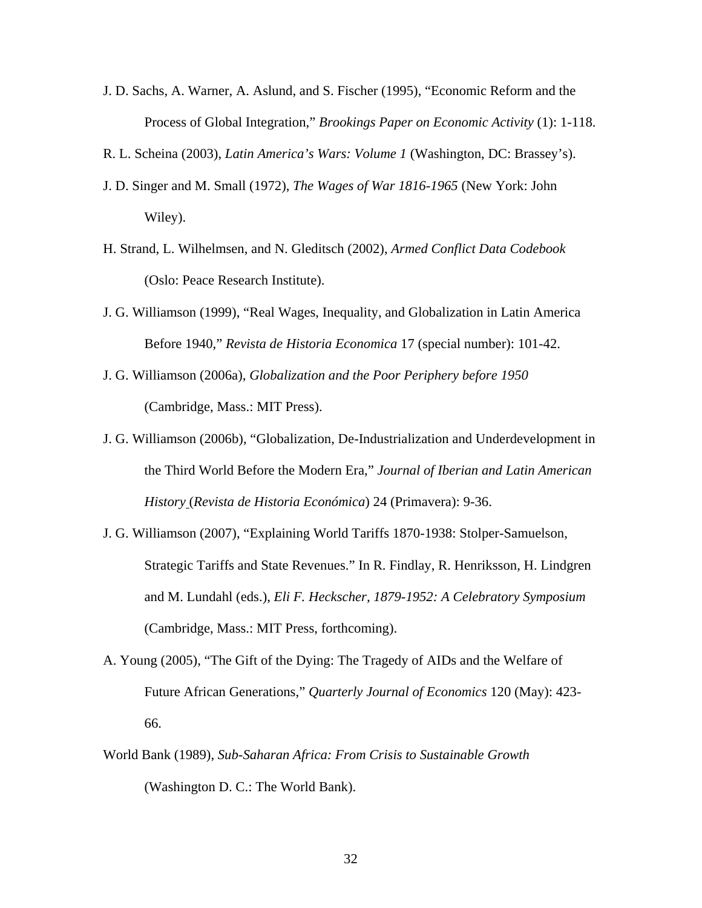J. D. Sachs, A. Warner, A. Aslund, and S. Fischer (1995), "Economic Reform and the Process of Global Integration," *Brookings Paper on Economic Activity* (1): 1-118.

R. L. Scheina (2003), *Latin America's Wars: Volume 1* (Washington, DC: Brassey's).

J. D. Singer and M. Small (1972), *The Wages of War 1816-1965* (New York: John Wiley).

H. Strand, L. Wilhelmsen, and N. Gleditsch (2002), *Armed Conflict Data Codebook* (Oslo: Peace Research Institute).

J. G. Williamson (1999), "Real Wages, Inequality, and Globalization in Latin America Before 1940," *Revista de Historia Economica* 17 (special number): 101-42.

J. G. Williamson (2006a), *Globalization and the Poor Periphery before 1950* (Cambridge, Mass.: MIT Press).

J. G. Williamson (2006b), "Globalization, De-Industrialization and Underdevelopment in the Third World Before the Modern Era," *Journal of Iberian and Latin American History* (*Revista de Historia Económica*) 24 (Primavera): 9-36.

J. G. Williamson (2007), "Explaining World Tariffs 1870-1938: Stolper-Samuelson, Strategic Tariffs and State Revenues." In R. Findlay, R. Henriksson, H. Lindgren and M. Lundahl (eds.), *Eli F. Heckscher, 1879-1952: A Celebratory Symposium* (Cambridge, Mass.: MIT Press, forthcoming).

A. Young (2005), "The Gift of the Dying: The Tragedy of AIDs and the Welfare of Future African Generations," *Quarterly Journal of Economics* 120 (May): 423-66.

World Bank (1989), *Sub-Saharan Africa: From Crisis to Sustainable Growth* (Washington D. C.: The World Bank).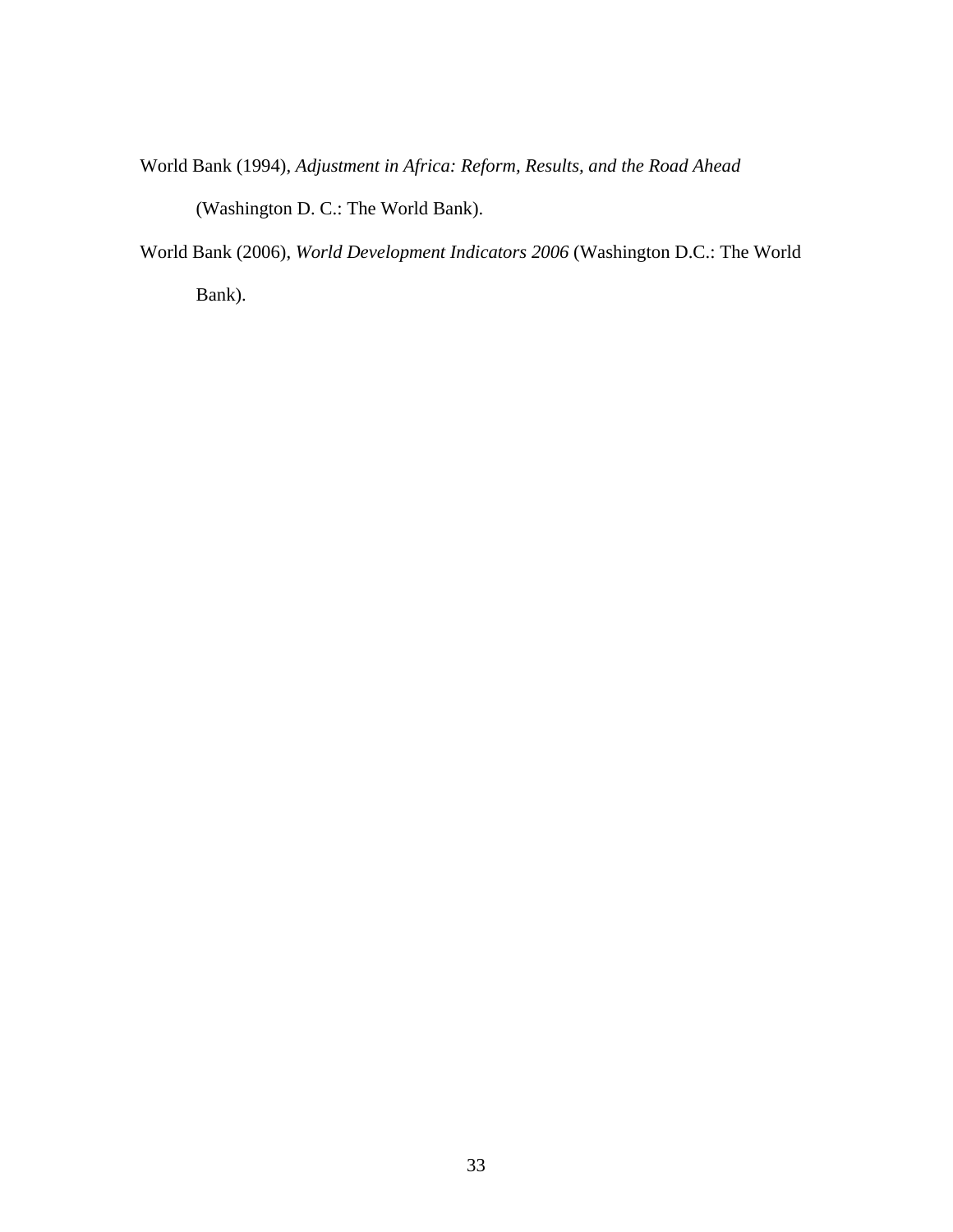World Bank (1994), *Adjustment in Africa: Reform, Results, and the Road Ahead* (Washington D. C.: The World Bank).

World Bank (2006), *World Development Indicators 2006* (Washington D.C.: The World Bank).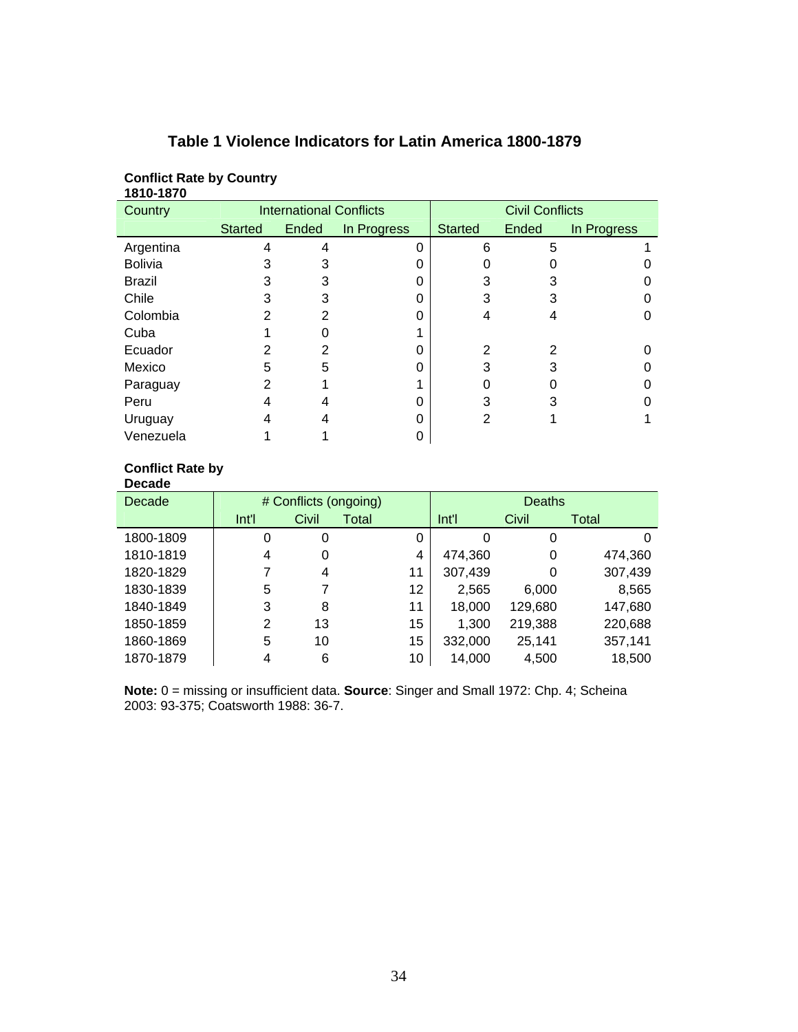# Table 1 Violence Indicators for Latin America 1800-1879

**Conflict Rate by Country 1810-1870**

| Country | International Conflicts | | | Civil Conflicts | | |
|---|---|---|---|---|---|---|
| | Started | Ended | In Progress | Started | Ended | In Progress |
| Argentina | 4 | 4 | 0 | 6 | 5 | 1 |
| Bolivia | 3 | 3 | 0 | 0 | 0 | 0 |
| Brazil | 3 | 3 | 0 | 3 | 3 | 0 |
| Chile | 3 | 3 | 0 | 3 | 3 | 0 |
| Colombia | 2 | 2 | 0 | 4 | 4 | 0 |
| Cuba | 1 | 0 | 1 | | | |
| Ecuador | 2 | 2 | 0 | 2 | 2 | 0 |
| Mexico | 5 | 5 | 0 | 3 | 3 | 0 |
| Paraguay | 2 | 1 | 1 | 0 | 0 | 0 |
| Peru | 4 | 4 | 0 | 3 | 3 | 0 |
| Uruguay | 4 | 4 | 0 | 2 | 1 | 1 |
| Venezuela | 1 | 1 | 0 | | | |

**Conflict Rate by Decade**

| Decade | # Conflicts (ongoing) | | | Deaths | | |
|---|---|---|---|---|---|---|
| | Int'l | Civil | Total | Int'l | Civil | Total |
| 1800-1809 | 0 | 0 | 0 | 0 | 0 | 0 |
| 1810-1819 | 4 | 0 | 4 | 474,360 | 0 | 474,360 |
| 1820-1829 | 7 | 4 | 11 | 307,439 | 0 | 307,439 |
| 1830-1839 | 5 | 7 | 12 | 2,565 | 6,000 | 8,565 |
| 1840-1849 | 3 | 8 | 11 | 18,000 | 129,680 | 147,680 |
| 1850-1859 | 2 | 13 | 15 | 1,300 | 219,388 | 220,688 |
| 1860-1869 | 5 | 10 | 15 | 332,000 | 25,141 | 357,141 |
| 1870-1879 | 4 | 6 | 10 | 14,000 | 4,500 | 18,500 |

**Note:** 0 = missing or insufficient data. **Source**: Singer and Small 1972: Chp. 4; Scheina 2003: 93-375; Coatsworth 1988: 36-7.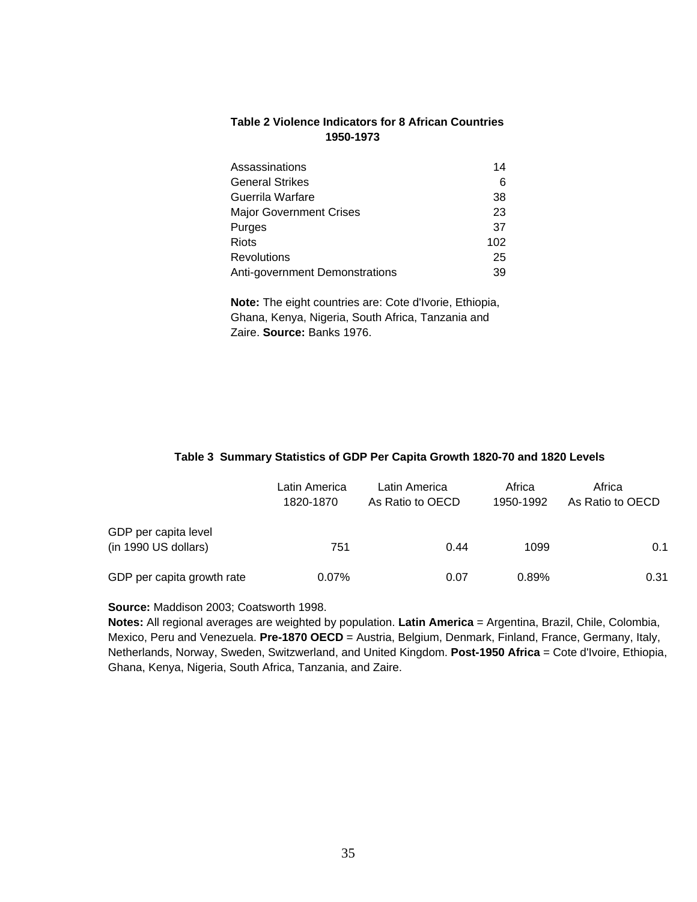**Table 2 Violence Indicators for 8 African Countries 1950-1973**

| | |
|---|---|
| Assassinations | 14 |
| General Strikes | 6 |
| Guerrila Warfare | 38 |
| Major Government Crises | 23 |
| Purges | 37 |
| Riots | 102 |
| Revolutions | 25 |
| Anti-government Demonstrations | 39 |

**Note:** The eight countries are: Cote d'Ivorie, Ethiopia, Ghana, Kenya, Nigeria, South Africa, Tanzania and Zaire. **Source:** Banks 1976.

**Table 3 Summary Statistics of GDP Per Capita Growth 1820-70 and 1820 Levels**

| | Latin America 1820-1870 | Latin America As Ratio to OECD | Africa 1950-1992 | Africa As Ratio to OECD |
|---|---|---|---|---|
| GDP per capita level (in 1990 US dollars) | 751 | 0.44 | 1099 | 0.1 |
| GDP per capita growth rate | 0.07% | 0.07 | 0.89% | 0.31 |

**Source:** Maddison 2003; Coatsworth 1998.
**Notes:** All regional averages are weighted by population. **Latin America** = Argentina, Brazil, Chile, Colombia, Mexico, Peru and Venezuela. **Pre-1870 OECD** = Austria, Belgium, Denmark, Finland, France, Germany, Italy, Netherlands, Norway, Sweden, Switzwerland, and United Kingdom. **Post-1950 Africa** = Cote d'Ivoire, Ethiopia, Ghana, Kenya, Nigeria, South Africa, Tanzania, and Zaire.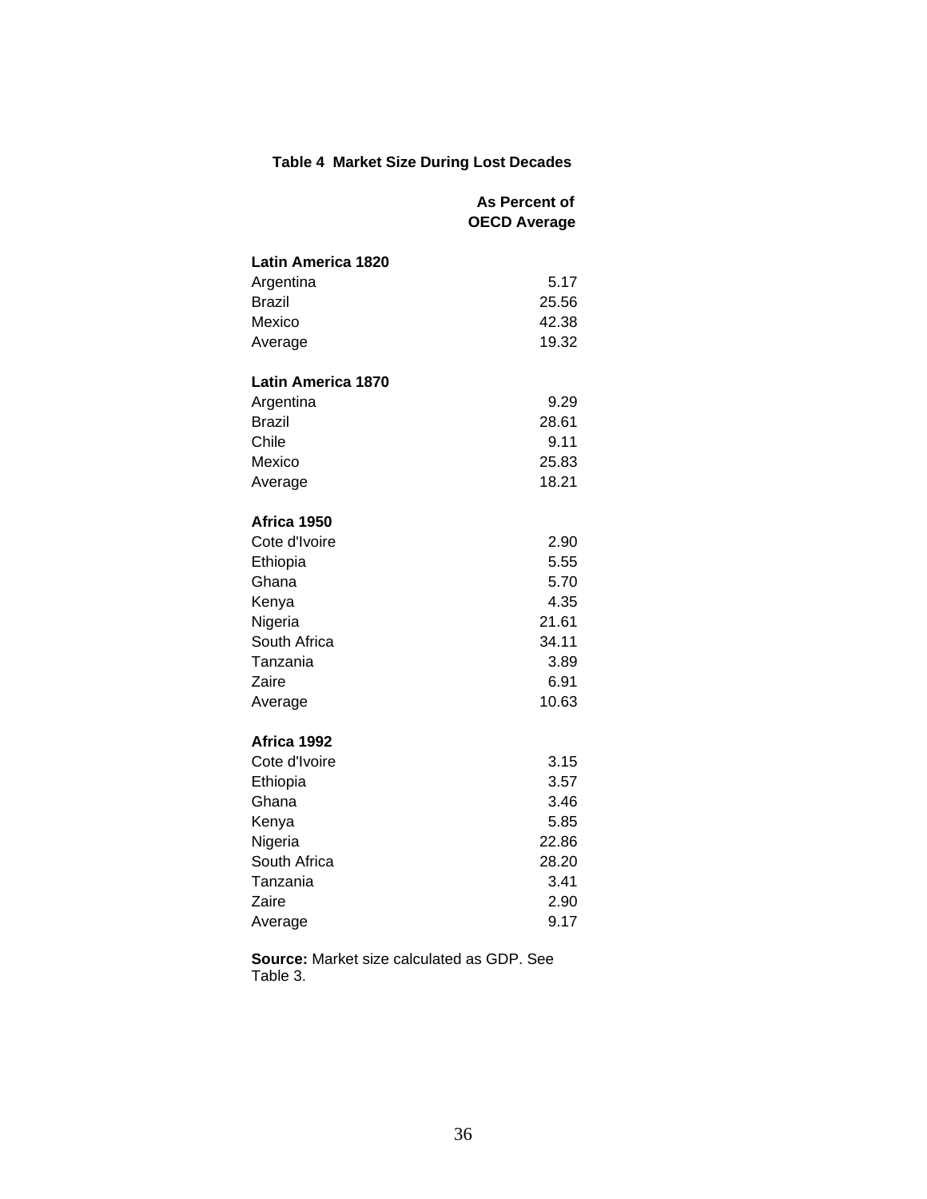**Table 4 Market Size During Lost Decades**

| | As Percent of OECD Average |
|---|---|
| **Latin America 1820** | |
| Argentina | 5.17 |
| Brazil | 25.56 |
| Mexico | 42.38 |
| Average | 19.32 |
| **Latin America 1870** | |
| Argentina | 9.29 |
| Brazil | 28.61 |
| Chile | 9.11 |
| Mexico | 25.83 |
| Average | 18.21 |
| **Africa 1950** | |
| Cote d'Ivoire | 2.90 |
| Ethiopia | 5.55 |
| Ghana | 5.70 |
| Kenya | 4.35 |
| Nigeria | 21.61 |
| South Africa | 34.11 |
| Tanzania | 3.89 |
| Zaire | 6.91 |
| Average | 10.63 |
| **Africa 1992** | |
| Cote d'Ivoire | 3.15 |
| Ethiopia | 3.57 |
| Ghana | 3.46 |
| Kenya | 5.85 |
| Nigeria | 22.86 |
| South Africa | 28.20 |
| Tanzania | 3.41 |
| Zaire | 2.90 |
| Average | 9.17 |

**Source:** Market size calculated as GDP. See Table 3.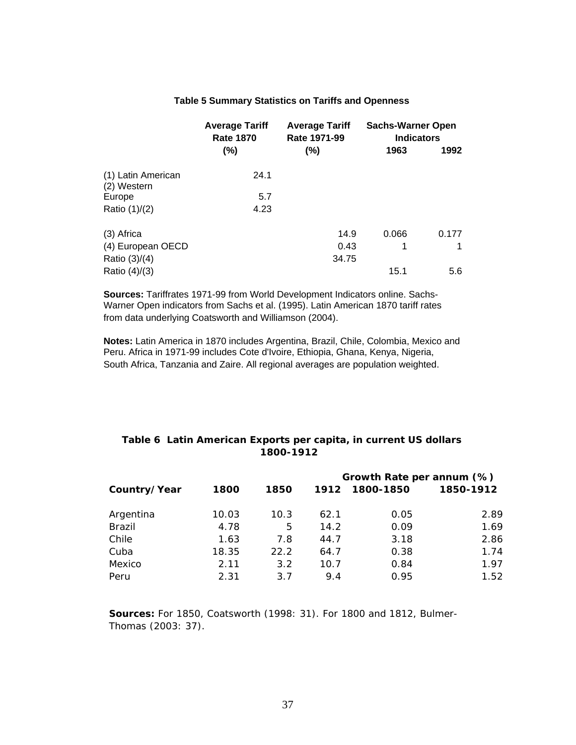**Table 5 Summary Statistics on Tariffs and Openness**

| | Average Tariff Rate 1870 (%) | Average Tariff Rate 1971-99 (%) | Sachs-Warner Open Indicators | |
|---|---|---|---|---|
| | | | 1963 | 1992 |
| (1) Latin American | 24.1 | | | |
| (2) Western Europe | 5.7 | | | |
| Ratio (1)/(2) | 4.23 | | | |
| (3) Africa | | 14.9 | 0.066 | 0.177 |
| (4) European OECD | | 0.43 | 1 | 1 |
| Ratio (3)/(4) | | 34.75 | | |
| Ratio (4)/(3) | | | 15.1 | 5.6 |

**Sources:** Tariffrates 1971-99 from World Development Indicators online. Sachs-Warner Open indicators from Sachs et al. (1995). Latin American 1870 tariff rates from data underlying Coatsworth and Williamson (2004).

**Notes:** Latin America in 1870 includes Argentina, Brazil, Chile, Colombia, Mexico and Peru. Africa in 1971-99 includes Cote d'Ivoire, Ethiopia, Ghana, Kenya, Nigeria, South Africa, Tanzania and Zaire. All regional averages are population weighted.

**Table 6 Latin American Exports per capita, in current US dollars 1800-1912**

| | | | | Growth Rate per annum (%) | |
|---|---|---|---|---|---|
| **Country/Year** | **1800** | **1850** | **1912** | **1800-1850** | **1850-1912** |
| Argentina | 10.03 | 10.3 | 62.1 | 0.05 | 2.89 |
| Brazil | 4.78 | 5 | 14.2 | 0.09 | 1.69 |
| Chile | 1.63 | 7.8 | 44.7 | 3.18 | 2.86 |
| Cuba | 18.35 | 22.2 | 64.7 | 0.38 | 1.74 |
| Mexico | 2.11 | 3.2 | 10.7 | 0.84 | 1.97 |
| Peru | 2.31 | 3.7 | 9.4 | 0.95 | 1.52 |

**Sources:** For 1850, Coatsworth (1998: 31). For 1800 and 1812, Bulmer-Thomas (2003: 37).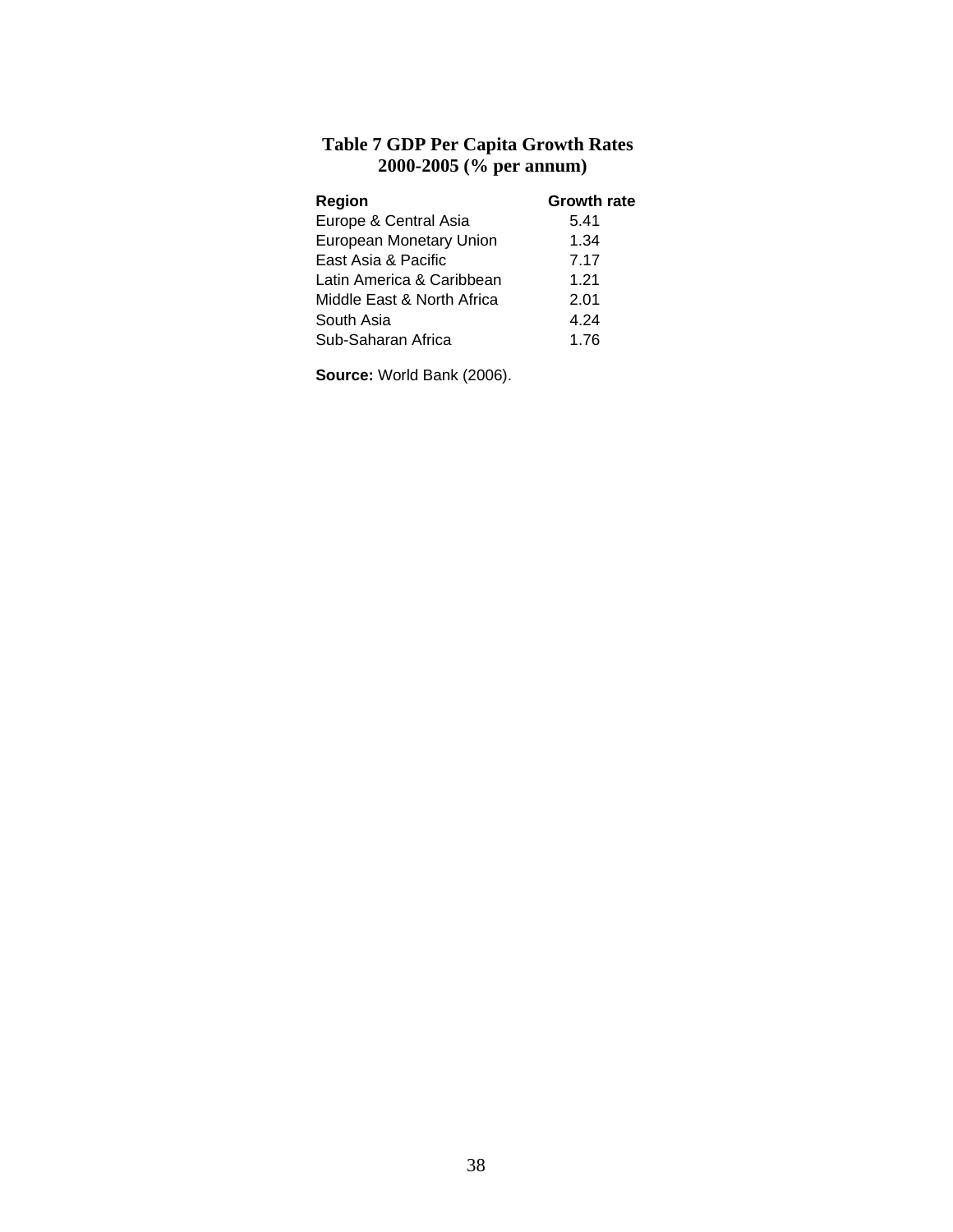**Table 7 GDP Per Capita Growth Rates 2000-2005 (% per annum)**

| Region | Growth rate |
|---|---|
| Europe & Central Asia | 5.41 |
| European Monetary Union | 1.34 |
| East Asia & Pacific | 7.17 |
| Latin America & Caribbean | 1.21 |
| Middle East & North Africa | 2.01 |
| South Asia | 4.24 |
| Sub-Saharan Africa | 1.76 |

**Source:** World Bank (2006).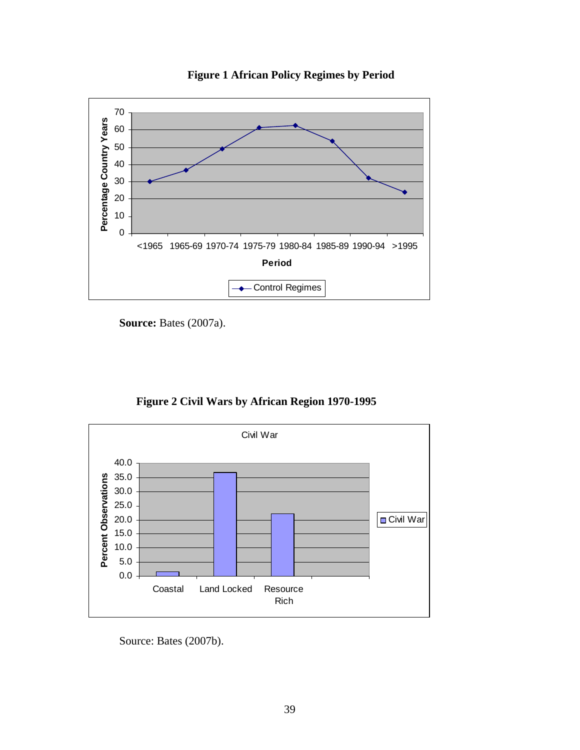**Figure 1 African Policy Regimes by Period**

**Source:** Bates (2007a).

**Figure 2 Civil Wars by African Region 1970-1995**

Source: Bates (2007b).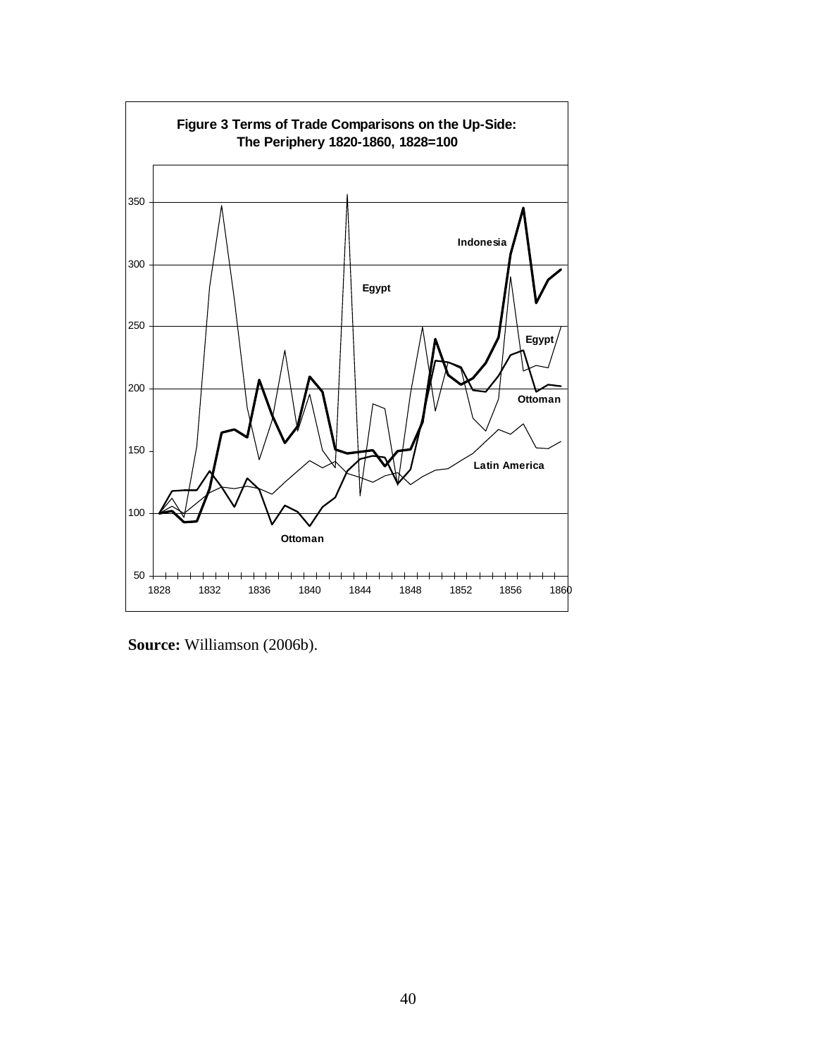**Figure 3 Terms of Trade Comparisons on the Up-Side: The Periphery 1820-1860, 1828=100**

**Source:** Williamson (2006b).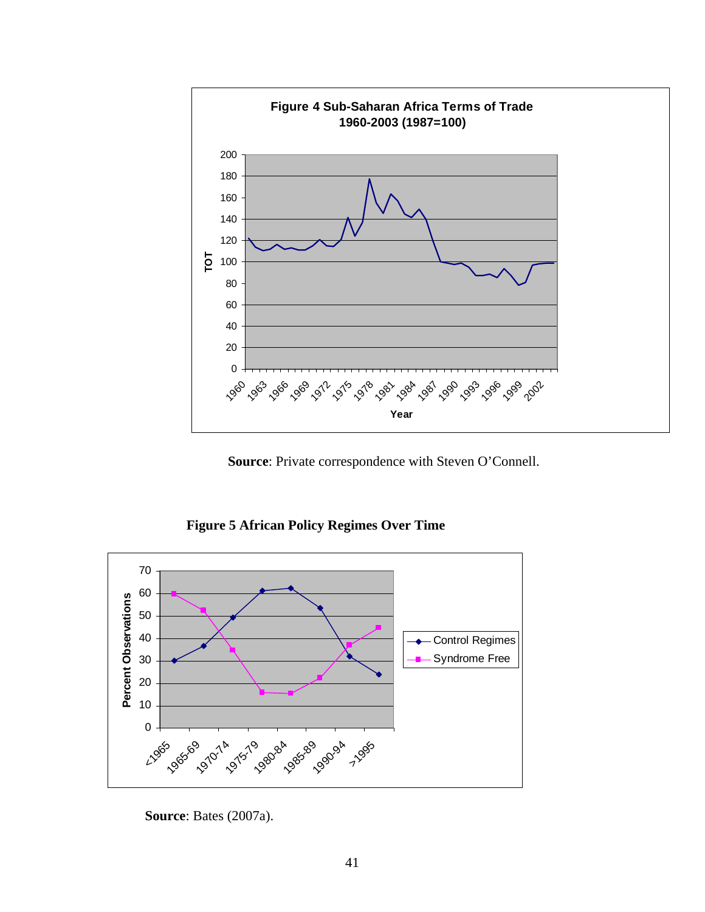**Figure 4 Sub-Saharan Africa Terms of Trade 1960-2003 (1987=100)**

**Source**: Private correspondence with Steven O'Connell.

**Figure 5 African Policy Regimes Over Time**

**Source**: Bates (2007a).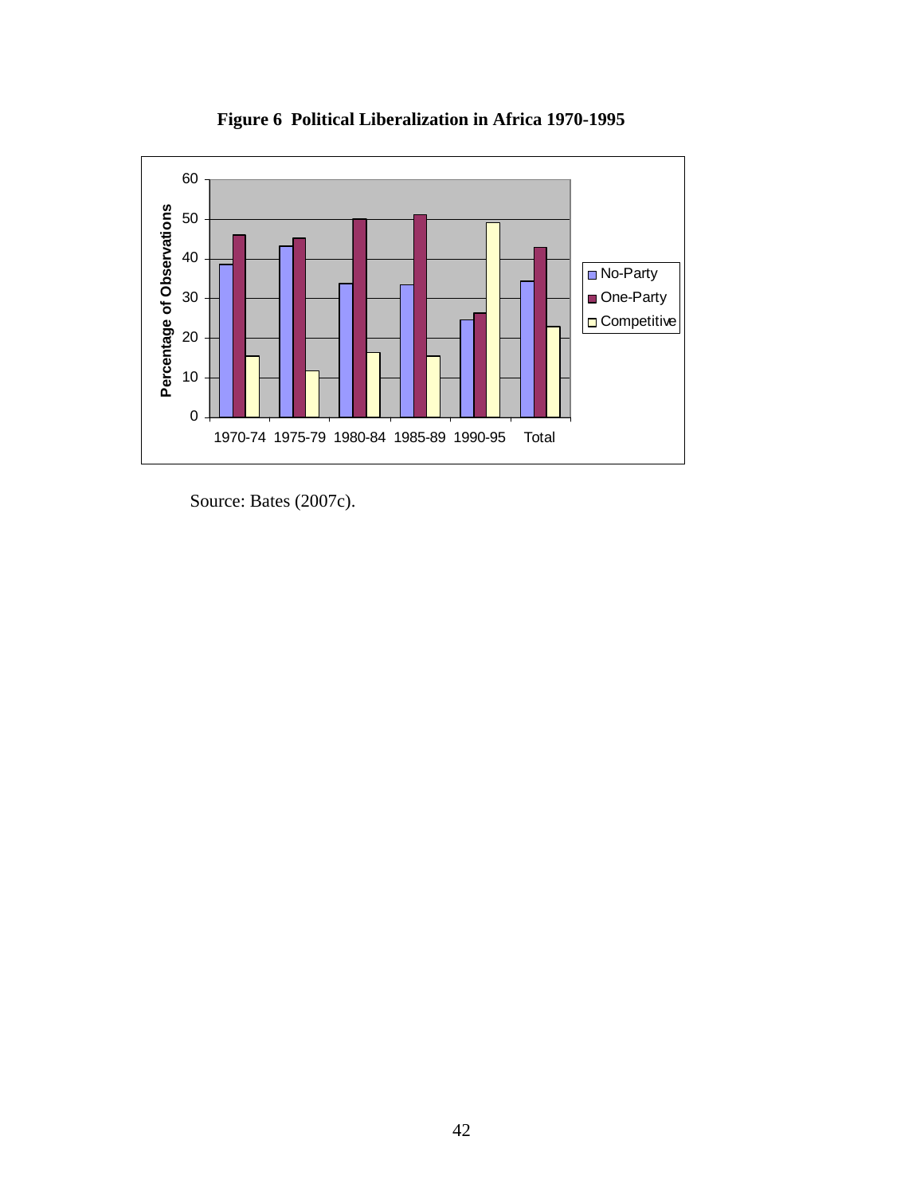**Figure 6 Political Liberalization in Africa 1970-1995**

Percentage of Observations

60
50
40
30
20
10
0

1970-74 1975-79 1980-84 1985-89 1990-95 Total

No-Party
One-Party
Competitive

Source: Bates (2007c).